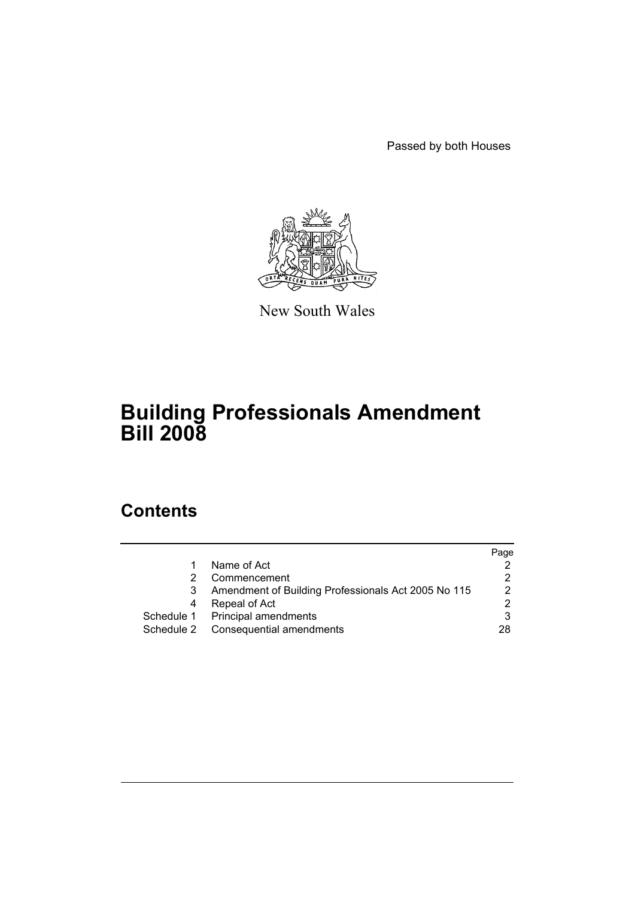Passed by both Houses

New South Wales

# Building Professionals Amendment Bill 2008

## Contents

| | | Page |
|---|---|---|
| 1 | Name of Act | 2 |
| 2 | Commencement | 2 |
| 3 | Amendment of Building Professionals Act 2005 No 115 | 2 |
| 4 | Repeal of Act | 2 |
| Schedule 1 | Principal amendments | 3 |
| Schedule 2 | Consequential amendments | 28 |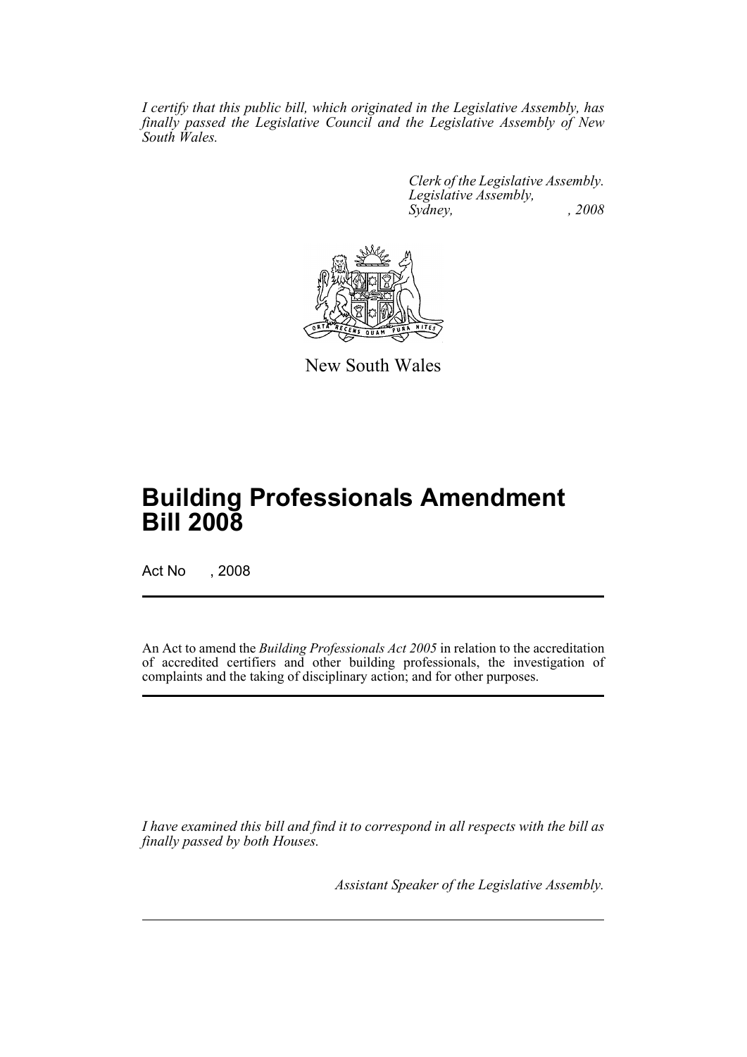*I certify that this public bill, which originated in the Legislative Assembly, has finally passed the Legislative Council and the Legislative Assembly of New South Wales.*

*Clerk of the Legislative Assembly.*
*Legislative Assembly,*
*Sydney, , 2008*

New South Wales

# Building Professionals Amendment Bill 2008

Act No , 2008

An Act to amend the *Building Professionals Act 2005* in relation to the accreditation of accredited certifiers and other building professionals, the investigation of complaints and the taking of disciplinary action; and for other purposes.

*I have examined this bill and find it to correspond in all respects with the bill as finally passed by both Houses.*

*Assistant Speaker of the Legislative Assembly.*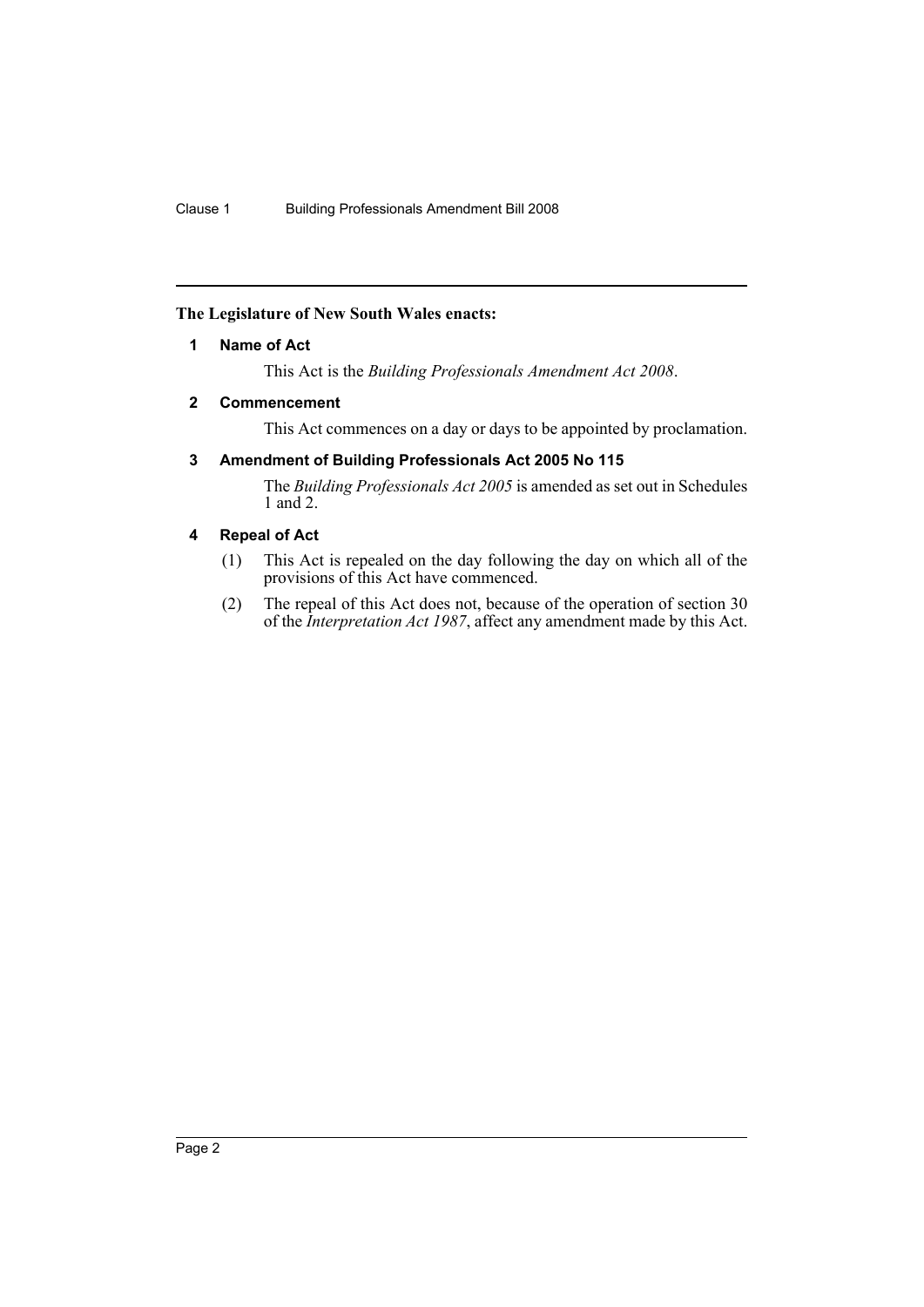**The Legislature of New South Wales enacts:**

## 1 Name of Act

This Act is the *Building Professionals Amendment Act 2008*.

## 2 Commencement

This Act commences on a day or days to be appointed by proclamation.

## 3 Amendment of Building Professionals Act 2005 No 115

The *Building Professionals Act 2005* is amended as set out in Schedules 1 and 2.

## 4 Repeal of Act

(1) This Act is repealed on the day following the day on which all of the provisions of this Act have commenced.

(2) The repeal of this Act does not, because of the operation of section 30 of the *Interpretation Act 1987*, affect any amendment made by this Act.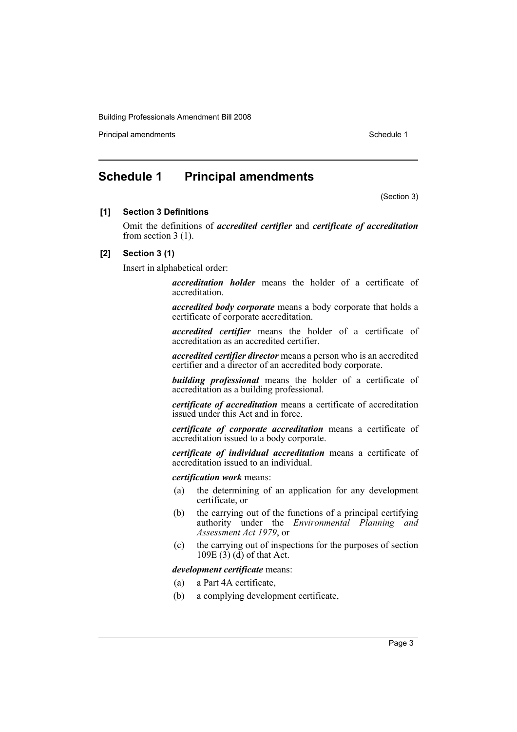## Schedule 1 Principal amendments

(Section 3)

**[1] Section 3 Definitions**

Omit the definitions of ***accredited certifier*** and ***certificate of accreditation*** from section 3 (1).

**[2] Section 3 (1)**

Insert in alphabetical order:

> ***accreditation holder*** means the holder of a certificate of accreditation.
>
> ***accredited body corporate*** means a body corporate that holds a certificate of corporate accreditation.
>
> ***accredited certifier*** means the holder of a certificate of accreditation as an accredited certifier.
>
> ***accredited certifier director*** means a person who is an accredited certifier and a director of an accredited body corporate.
>
> ***building professional*** means the holder of a certificate of accreditation as a building professional.
>
> ***certificate of accreditation*** means a certificate of accreditation issued under this Act and in force.
>
> ***certificate of corporate accreditation*** means a certificate of accreditation issued to a body corporate.
>
> ***certificate of individual accreditation*** means a certificate of accreditation issued to an individual.
>
> ***certification work*** means:
>
> (a) the determining of an application for any development certificate, or
>
> (b) the carrying out of the functions of a principal certifying authority under the *Environmental Planning and Assessment Act 1979*, or
>
> (c) the carrying out of inspections for the purposes of section 109E (3) (d) of that Act.
>
> ***development certificate*** means:
>
> (a) a Part 4A certificate,
>
> (b) a complying development certificate,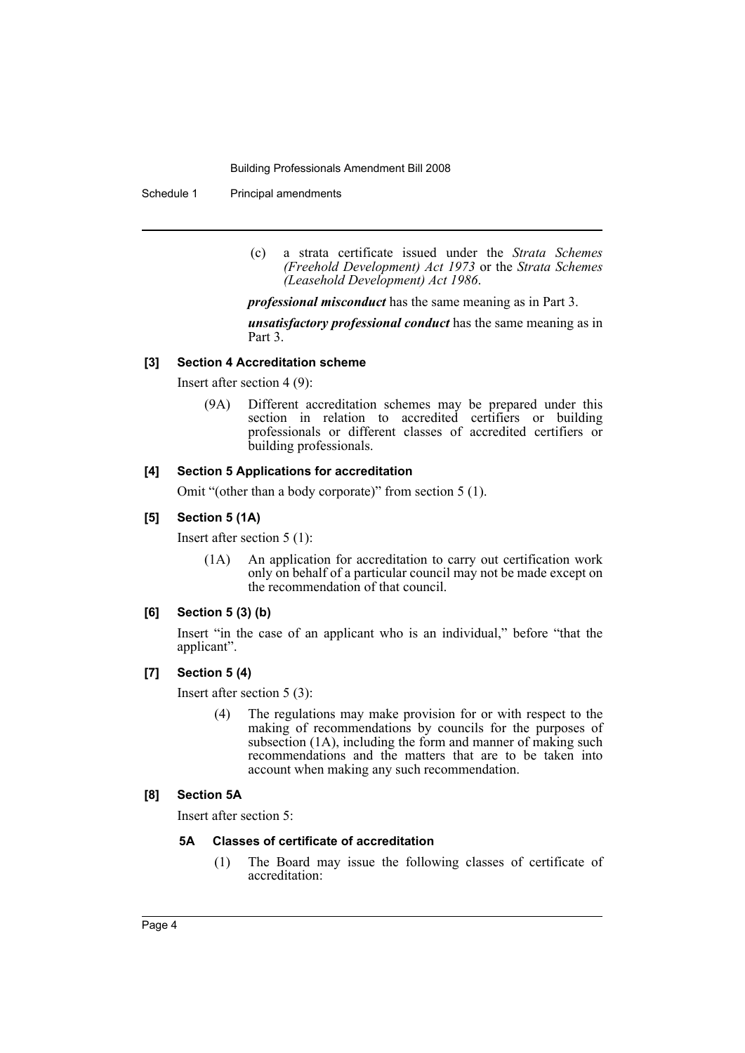(c) a strata certificate issued under the *Strata Schemes (Freehold Development) Act 1973* or the *Strata Schemes (Leasehold Development) Act 1986*.

***professional misconduct*** has the same meaning as in Part 3.

***unsatisfactory professional conduct*** has the same meaning as in Part 3.

#### [3] Section 4 Accreditation scheme

Insert after section 4 (9):

(9A) Different accreditation schemes may be prepared under this section in relation to accredited certifiers or building professionals or different classes of accredited certifiers or building professionals.

#### [4] Section 5 Applications for accreditation

Omit "(other than a body corporate)" from section 5 (1).

#### [5] Section 5 (1A)

Insert after section 5 (1):

(1A) An application for accreditation to carry out certification work only on behalf of a particular council may not be made except on the recommendation of that council.

#### [6] Section 5 (3) (b)

Insert "in the case of an applicant who is an individual," before "that the applicant".

#### [7] Section 5 (4)

Insert after section 5 (3):

(4) The regulations may make provision for or with respect to the making of recommendations by councils for the purposes of subsection (1A), including the form and manner of making such recommendations and the matters that are to be taken into account when making any such recommendation.

#### [8] Section 5A

Insert after section 5:

##### 5A Classes of certificate of accreditation

(1) The Board may issue the following classes of certificate of accreditation: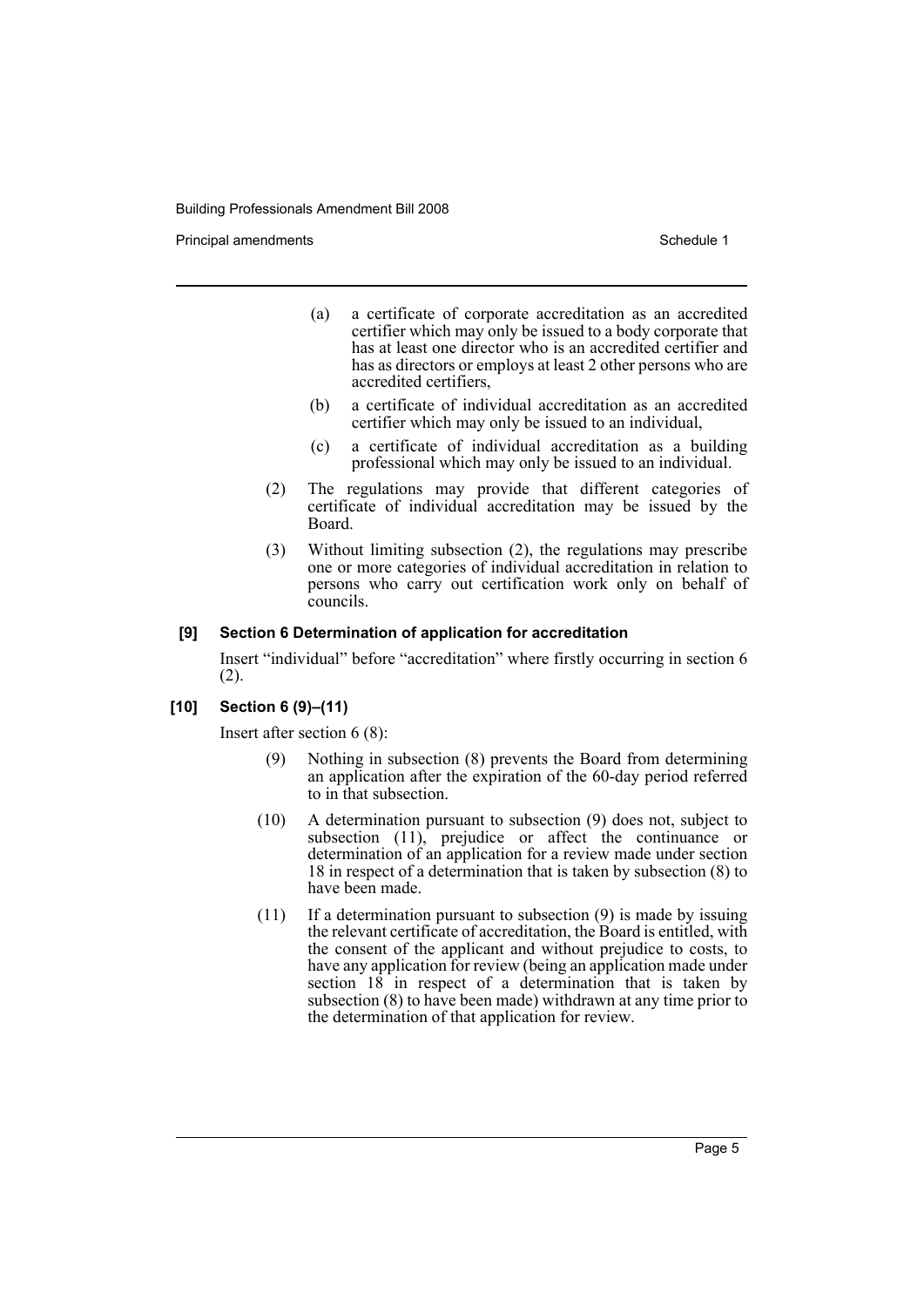(a) a certificate of corporate accreditation as an accredited certifier which may only be issued to a body corporate that has at least one director who is an accredited certifier and has as directors or employs at least 2 other persons who are accredited certifiers,

(b) a certificate of individual accreditation as an accredited certifier which may only be issued to an individual,

(c) a certificate of individual accreditation as a building professional which may only be issued to an individual.

(2) The regulations may provide that different categories of certificate of individual accreditation may be issued by the Board.

(3) Without limiting subsection (2), the regulations may prescribe one or more categories of individual accreditation in relation to persons who carry out certification work only on behalf of councils.

### [9] Section 6 Determination of application for accreditation

Insert "individual" before "accreditation" where firstly occurring in section 6 (2).

### [10] Section 6 (9)–(11)

Insert after section 6 (8):

(9) Nothing in subsection (8) prevents the Board from determining an application after the expiration of the 60-day period referred to in that subsection.

(10) A determination pursuant to subsection (9) does not, subject to subsection (11), prejudice or affect the continuance or determination of an application for a review made under section 18 in respect of a determination that is taken by subsection (8) to have been made.

(11) If a determination pursuant to subsection (9) is made by issuing the relevant certificate of accreditation, the Board is entitled, with the consent of the applicant and without prejudice to costs, to have any application for review (being an application made under section 18 in respect of a determination that is taken by subsection (8) to have been made) withdrawn at any time prior to the determination of that application for review.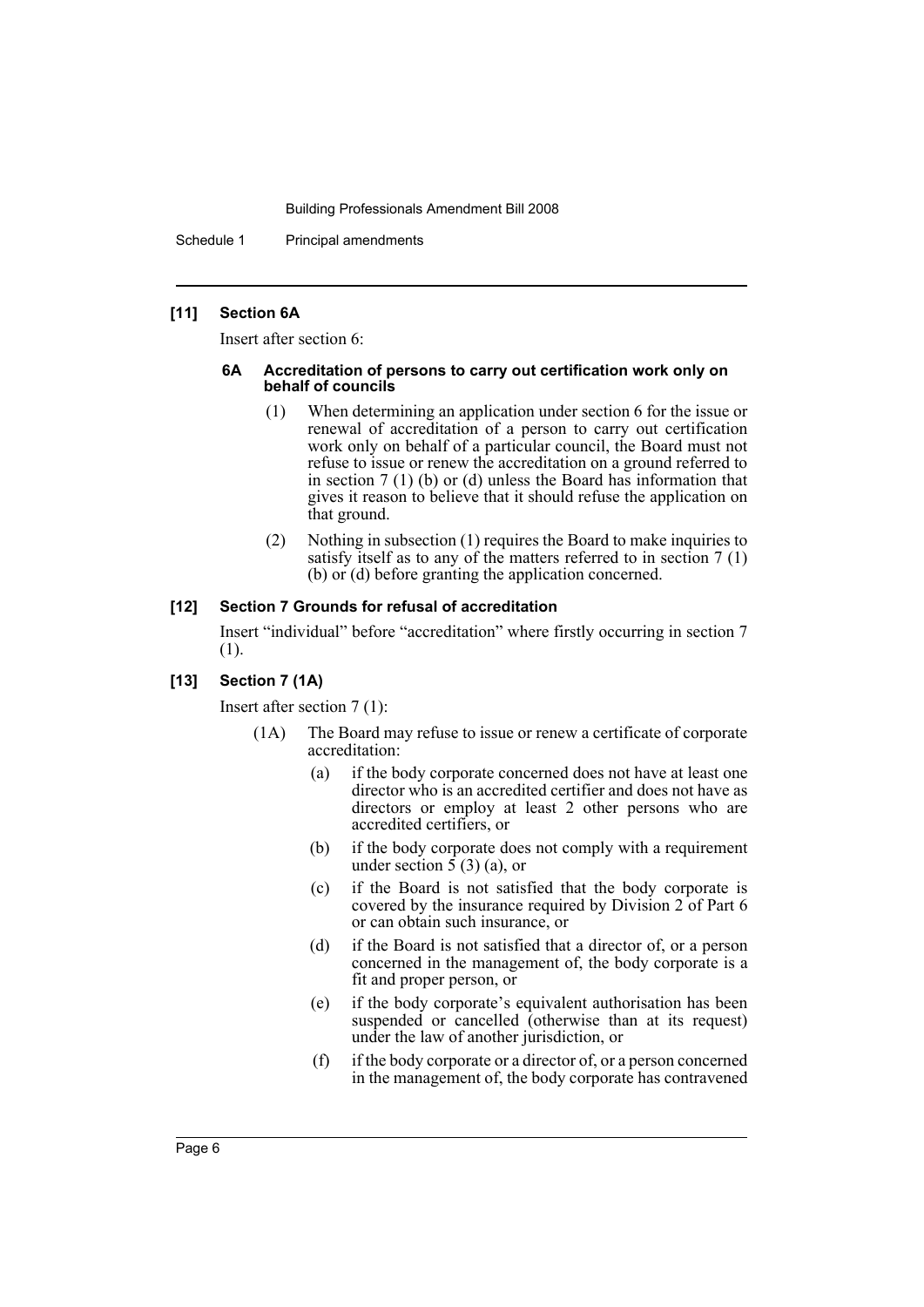### [11] Section 6A

Insert after section 6:

#### 6A Accreditation of persons to carry out certification work only on behalf of councils

(1) When determining an application under section 6 for the issue or renewal of accreditation of a person to carry out certification work only on behalf of a particular council, the Board must not refuse to issue or renew the accreditation on a ground referred to in section 7 (1) (b) or (d) unless the Board has information that gives it reason to believe that it should refuse the application on that ground.

(2) Nothing in subsection (1) requires the Board to make inquiries to satisfy itself as to any of the matters referred to in section 7 (1) (b) or (d) before granting the application concerned.

### [12] Section 7 Grounds for refusal of accreditation

Insert "individual" before "accreditation" where firstly occurring in section 7 (1).

### [13] Section 7 (1A)

Insert after section 7 (1):

(1A) The Board may refuse to issue or renew a certificate of corporate accreditation:

- (a) if the body corporate concerned does not have at least one director who is an accredited certifier and does not have as directors or employ at least 2 other persons who are accredited certifiers, or
- (b) if the body corporate does not comply with a requirement under section 5 (3) (a), or
- (c) if the Board is not satisfied that the body corporate is covered by the insurance required by Division 2 of Part 6 or can obtain such insurance, or
- (d) if the Board is not satisfied that a director of, or a person concerned in the management of, the body corporate is a fit and proper person, or
- (e) if the body corporate's equivalent authorisation has been suspended or cancelled (otherwise than at its request) under the law of another jurisdiction, or
- (f) if the body corporate or a director of, or a person concerned in the management of, the body corporate has contravened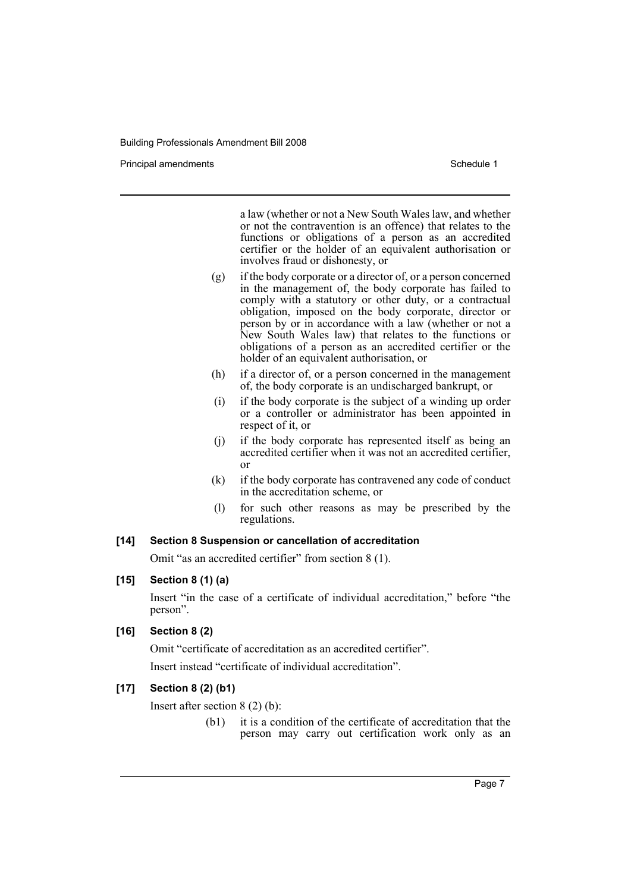a law (whether or not a New South Wales law, and whether or not the contravention is an offence) that relates to the functions or obligations of a person as an accredited certifier or the holder of an equivalent authorisation or involves fraud or dishonesty, or

(g) if the body corporate or a director of, or a person concerned in the management of, the body corporate has failed to comply with a statutory or other duty, or a contractual obligation, imposed on the body corporate, director or person by or in accordance with a law (whether or not a New South Wales law) that relates to the functions or obligations of a person as an accredited certifier or the holder of an equivalent authorisation, or

(h) if a director of, or a person concerned in the management of, the body corporate is an undischarged bankrupt, or

(i) if the body corporate is the subject of a winding up order or a controller or administrator has been appointed in respect of it, or

(j) if the body corporate has represented itself as being an accredited certifier when it was not an accredited certifier, or

(k) if the body corporate has contravened any code of conduct in the accreditation scheme, or

(l) for such other reasons as may be prescribed by the regulations.

**[14] Section 8 Suspension or cancellation of accreditation**

Omit "as an accredited certifier" from section 8 (1).

**[15] Section 8 (1) (a)**

Insert "in the case of a certificate of individual accreditation," before "the person".

**[16] Section 8 (2)**

Omit "certificate of accreditation as an accredited certifier".

Insert instead "certificate of individual accreditation".

**[17] Section 8 (2) (b1)**

Insert after section 8 (2) (b):

(b1) it is a condition of the certificate of accreditation that the person may carry out certification work only as an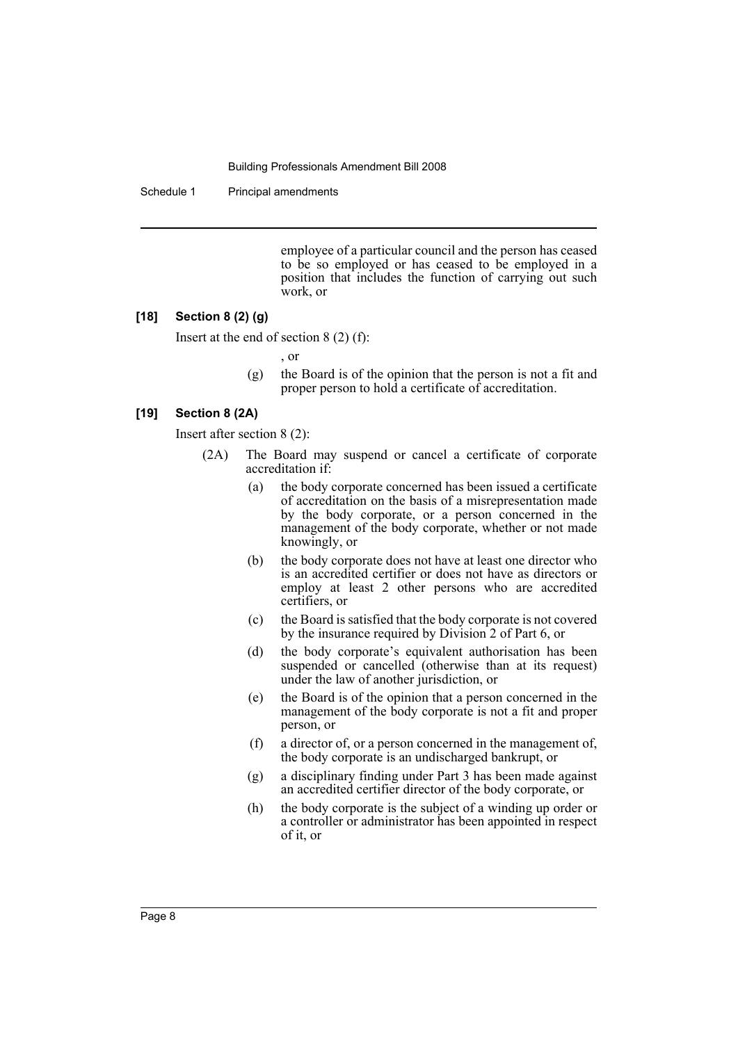employee of a particular council and the person has ceased to be so employed or has ceased to be employed in a position that includes the function of carrying out such work, or

### [18] Section 8 (2) (g)

Insert at the end of section 8 (2) (f):

, or

(g) the Board is of the opinion that the person is not a fit and proper person to hold a certificate of accreditation.

### [19] Section 8 (2A)

Insert after section 8 (2):

(2A) The Board may suspend or cancel a certificate of corporate accreditation if:

- (a) the body corporate concerned has been issued a certificate of accreditation on the basis of a misrepresentation made by the body corporate, or a person concerned in the management of the body corporate, whether or not made knowingly, or
- (b) the body corporate does not have at least one director who is an accredited certifier or does not have as directors or employ at least 2 other persons who are accredited certifiers, or
- (c) the Board is satisfied that the body corporate is not covered by the insurance required by Division 2 of Part 6, or
- (d) the body corporate's equivalent authorisation has been suspended or cancelled (otherwise than at its request) under the law of another jurisdiction, or
- (e) the Board is of the opinion that a person concerned in the management of the body corporate is not a fit and proper person, or
- (f) a director of, or a person concerned in the management of, the body corporate is an undischarged bankrupt, or
- (g) a disciplinary finding under Part 3 has been made against an accredited certifier director of the body corporate, or
- (h) the body corporate is the subject of a winding up order or a controller or administrator has been appointed in respect of it, or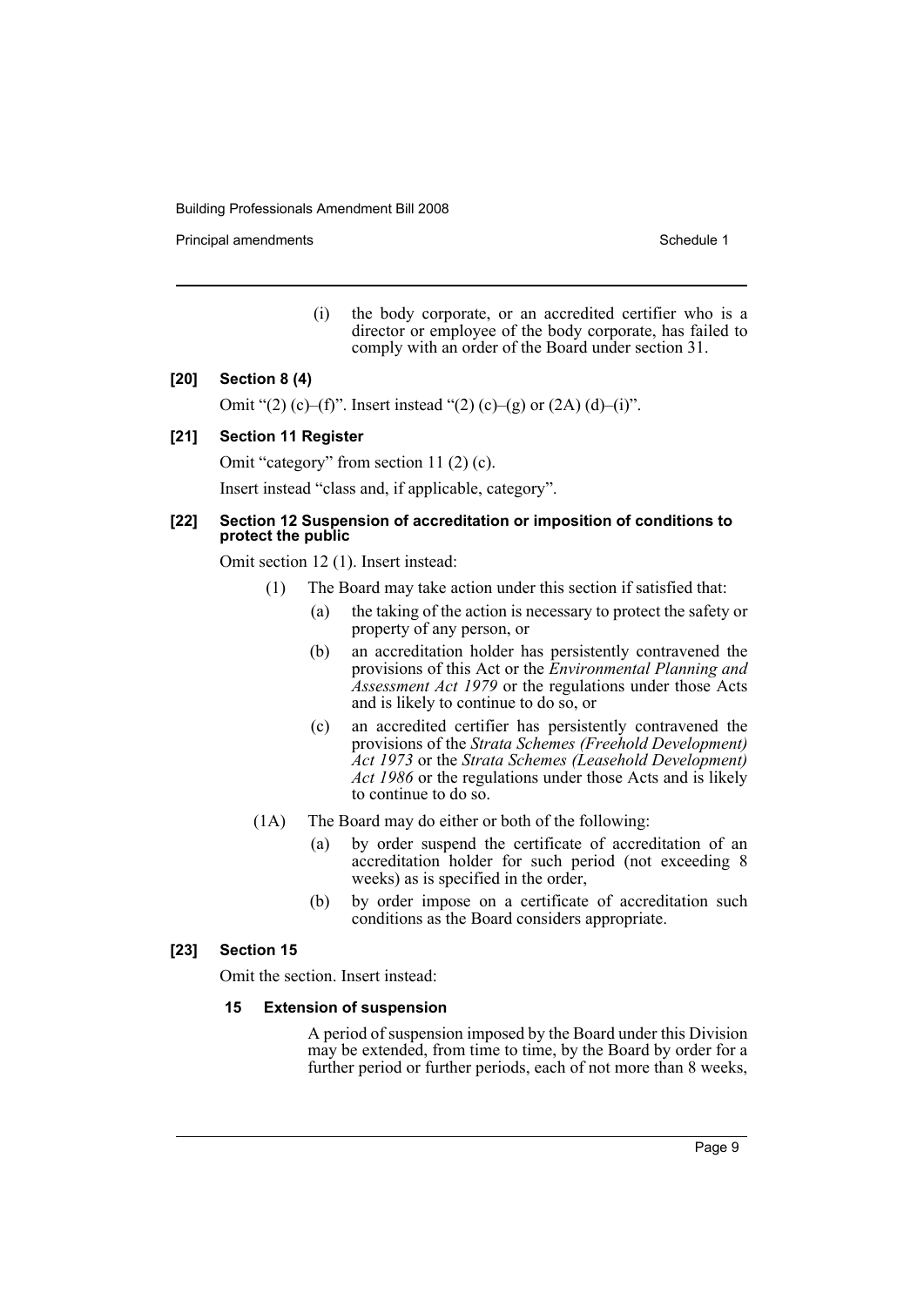(i) the body corporate, or an accredited certifier who is a director or employee of the body corporate, has failed to comply with an order of the Board under section 31.

**[20] Section 8 (4)**

Omit "(2) (c)–(f)". Insert instead "(2) (c)–(g) or (2A) (d)–(i)".

**[21] Section 11 Register**

Omit "category" from section 11 (2) (c).

Insert instead "class and, if applicable, category".

**[22] Section 12 Suspension of accreditation or imposition of conditions to protect the public**

Omit section 12 (1). Insert instead:

(1) The Board may take action under this section if satisfied that:

(a) the taking of the action is necessary to protect the safety or property of any person, or

(b) an accreditation holder has persistently contravened the provisions of this Act or the *Environmental Planning and Assessment Act 1979* or the regulations under those Acts and is likely to continue to do so, or

(c) an accredited certifier has persistently contravened the provisions of the *Strata Schemes (Freehold Development) Act 1973* or the *Strata Schemes (Leasehold Development) Act 1986* or the regulations under those Acts and is likely to continue to do so.

(1A) The Board may do either or both of the following:

(a) by order suspend the certificate of accreditation of an accreditation holder for such period (not exceeding 8 weeks) as is specified in the order,

(b) by order impose on a certificate of accreditation such conditions as the Board considers appropriate.

**[23] Section 15**

Omit the section. Insert instead:

**15 Extension of suspension**

A period of suspension imposed by the Board under this Division may be extended, from time to time, by the Board by order for a further period or further periods, each of not more than 8 weeks,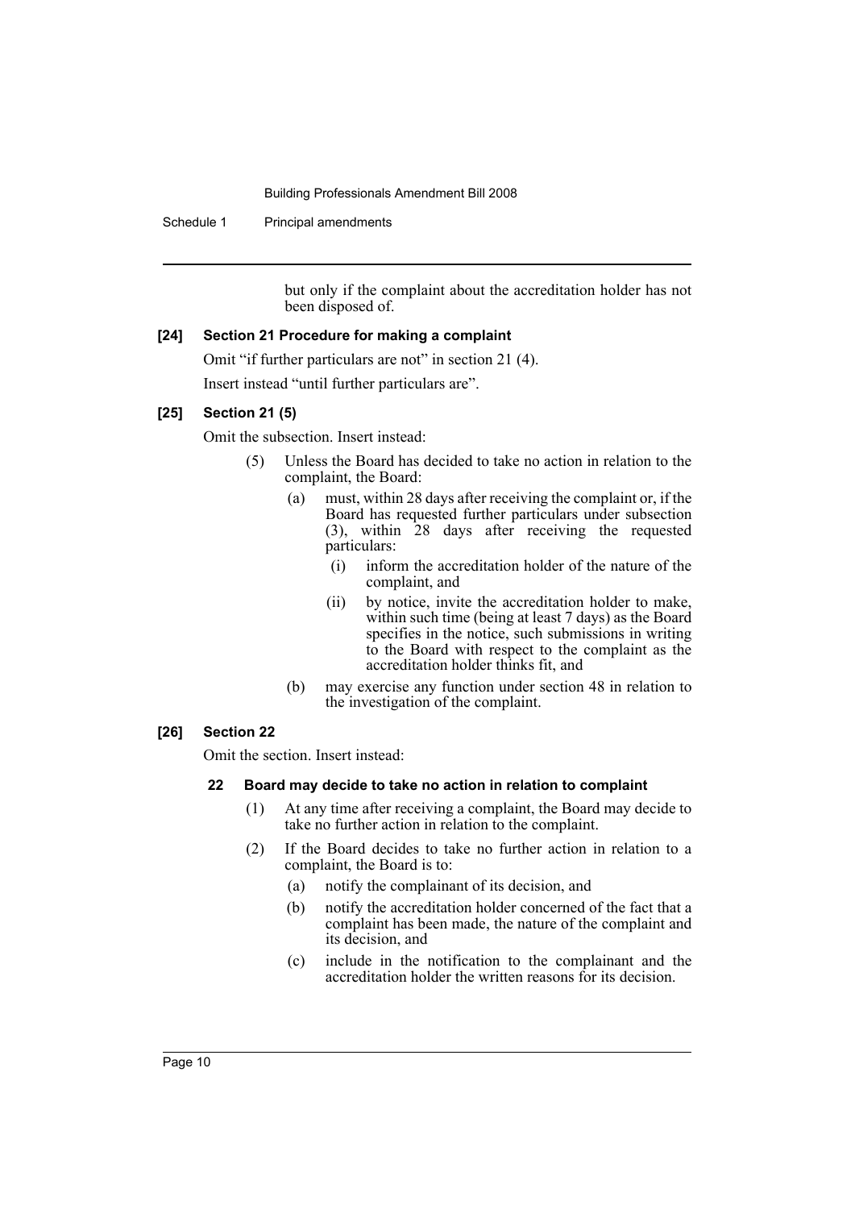but only if the complaint about the accreditation holder has not been disposed of.

**[24] Section 21 Procedure for making a complaint**

Omit "if further particulars are not" in section 21 (4).

Insert instead "until further particulars are".

**[25] Section 21 (5)**

Omit the subsection. Insert instead:

(5) Unless the Board has decided to take no action in relation to the complaint, the Board:

- (a) must, within 28 days after receiving the complaint or, if the Board has requested further particulars under subsection (3), within 28 days after receiving the requested particulars:
  - (i) inform the accreditation holder of the nature of the complaint, and
  - (ii) by notice, invite the accreditation holder to make, within such time (being at least 7 days) as the Board specifies in the notice, such submissions in writing to the Board with respect to the complaint as the accreditation holder thinks fit, and
- (b) may exercise any function under section 48 in relation to the investigation of the complaint.

**[26] Section 22**

Omit the section. Insert instead:

**22 Board may decide to take no action in relation to complaint**

(1) At any time after receiving a complaint, the Board may decide to take no further action in relation to the complaint.

(2) If the Board decides to take no further action in relation to a complaint, the Board is to:

- (a) notify the complainant of its decision, and
- (b) notify the accreditation holder concerned of the fact that a complaint has been made, the nature of the complaint and its decision, and
- (c) include in the notification to the complainant and the accreditation holder the written reasons for its decision.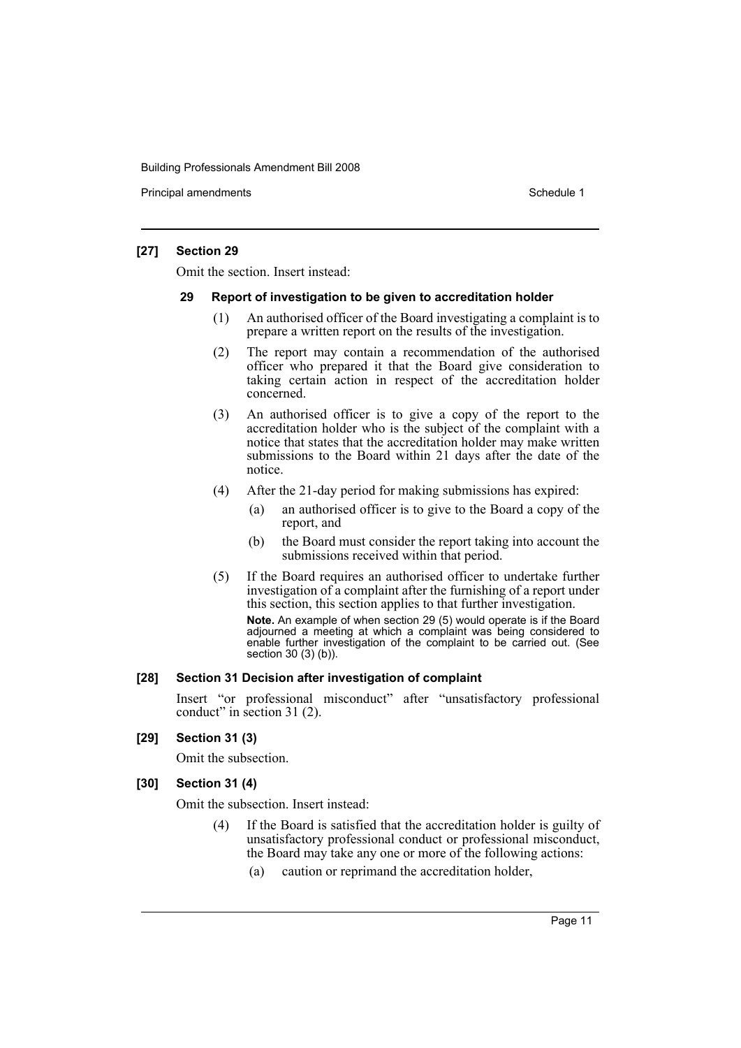**[27] Section 29**

Omit the section. Insert instead:

**29 Report of investigation to be given to accreditation holder**

(1) An authorised officer of the Board investigating a complaint is to prepare a written report on the results of the investigation.

(2) The report may contain a recommendation of the authorised officer who prepared it that the Board give consideration to taking certain action in respect of the accreditation holder concerned.

(3) An authorised officer is to give a copy of the report to the accreditation holder who is the subject of the complaint with a notice that states that the accreditation holder may make written submissions to the Board within 21 days after the date of the notice.

(4) After the 21-day period for making submissions has expired:

- (a) an authorised officer is to give to the Board a copy of the report, and
- (b) the Board must consider the report taking into account the submissions received within that period.

(5) If the Board requires an authorised officer to undertake further investigation of a complaint after the furnishing of a report under this section, this section applies to that further investigation.

**Note.** An example of when section 29 (5) would operate is if the Board adjourned a meeting at which a complaint was being considered to enable further investigation of the complaint to be carried out. (See section 30 (3) (b)).

**[28] Section 31 Decision after investigation of complaint**

Insert "or professional misconduct" after "unsatisfactory professional conduct" in section 31 (2).

**[29] Section 31 (3)**

Omit the subsection.

**[30] Section 31 (4)**

Omit the subsection. Insert instead:

(4) If the Board is satisfied that the accreditation holder is guilty of unsatisfactory professional conduct or professional misconduct, the Board may take any one or more of the following actions:

- (a) caution or reprimand the accreditation holder,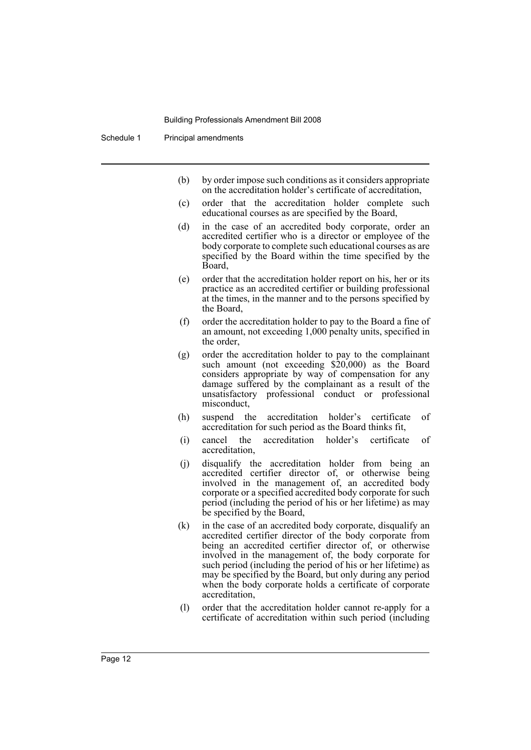(b) by order impose such conditions as it considers appropriate on the accreditation holder's certificate of accreditation,

(c) order that the accreditation holder complete such educational courses as are specified by the Board,

(d) in the case of an accredited body corporate, order an accredited certifier who is a director or employee of the body corporate to complete such educational courses as are specified by the Board within the time specified by the Board,

(e) order that the accreditation holder report on his, her or its practice as an accredited certifier or building professional at the times, in the manner and to the persons specified by the Board,

(f) order the accreditation holder to pay to the Board a fine of an amount, not exceeding 1,000 penalty units, specified in the order,

(g) order the accreditation holder to pay to the complainant such amount (not exceeding $20,000) as the Board considers appropriate by way of compensation for any damage suffered by the complainant as a result of the unsatisfactory professional conduct or professional misconduct,

(h) suspend the accreditation holder's certificate of accreditation for such period as the Board thinks fit,

(i) cancel the accreditation holder's certificate of accreditation,

(j) disqualify the accreditation holder from being an accredited certifier director of, or otherwise being involved in the management of, an accredited body corporate or a specified accredited body corporate for such period (including the period of his or her lifetime) as may be specified by the Board,

(k) in the case of an accredited body corporate, disqualify an accredited certifier director of the body corporate from being an accredited certifier director of, or otherwise involved in the management of, the body corporate for such period (including the period of his or her lifetime) as may be specified by the Board, but only during any period when the body corporate holds a certificate of corporate accreditation,

(l) order that the accreditation holder cannot re-apply for a certificate of accreditation within such period (including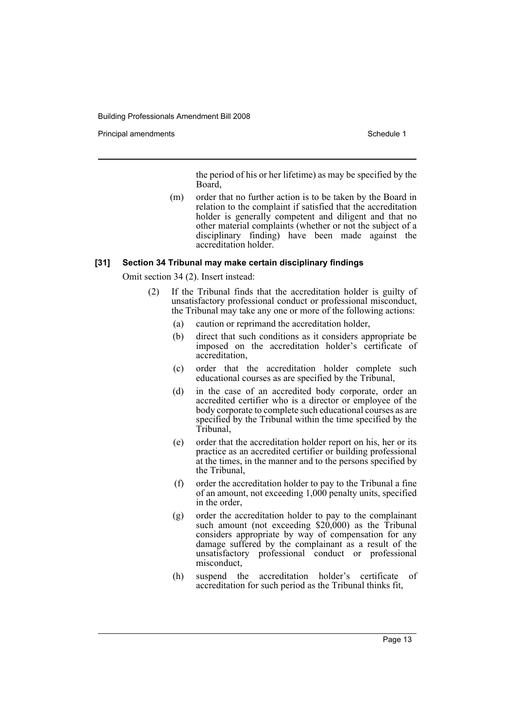the period of his or her lifetime) as may be specified by the Board,

(m) order that no further action is to be taken by the Board in relation to the complaint if satisfied that the accreditation holder is generally competent and diligent and that no other material complaints (whether or not the subject of a disciplinary finding) have been made against the accreditation holder.

**[31] Section 34 Tribunal may make certain disciplinary findings**

Omit section 34 (2). Insert instead:

(2) If the Tribunal finds that the accreditation holder is guilty of unsatisfactory professional conduct or professional misconduct, the Tribunal may take any one or more of the following actions:

(a) caution or reprimand the accreditation holder,

(b) direct that such conditions as it considers appropriate be imposed on the accreditation holder's certificate of accreditation,

(c) order that the accreditation holder complete such educational courses as are specified by the Tribunal,

(d) in the case of an accredited body corporate, order an accredited certifier who is a director or employee of the body corporate to complete such educational courses as are specified by the Tribunal within the time specified by the Tribunal,

(e) order that the accreditation holder report on his, her or its practice as an accredited certifier or building professional at the times, in the manner and to the persons specified by the Tribunal,

(f) order the accreditation holder to pay to the Tribunal a fine of an amount, not exceeding 1,000 penalty units, specified in the order,

(g) order the accreditation holder to pay to the complainant such amount (not exceeding $20,000) as the Tribunal considers appropriate by way of compensation for any damage suffered by the complainant as a result of the unsatisfactory professional conduct or professional misconduct,

(h) suspend the accreditation holder's certificate of accreditation for such period as the Tribunal thinks fit,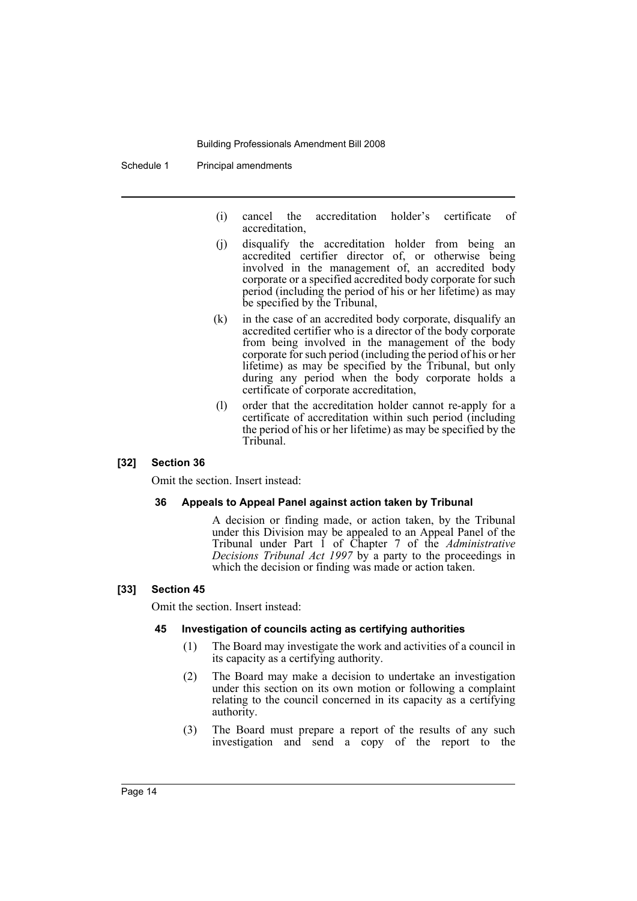(i) cancel the accreditation holder's certificate of accreditation,

(j) disqualify the accreditation holder from being an accredited certifier director of, or otherwise being involved in the management of, an accredited body corporate or a specified accredited body corporate for such period (including the period of his or her lifetime) as may be specified by the Tribunal,

(k) in the case of an accredited body corporate, disqualify an accredited certifier who is a director of the body corporate from being involved in the management of the body corporate for such period (including the period of his or her lifetime) as may be specified by the Tribunal, but only during any period when the body corporate holds a certificate of corporate accreditation,

(l) order that the accreditation holder cannot re-apply for a certificate of accreditation within such period (including the period of his or her lifetime) as may be specified by the Tribunal.

### [32] Section 36

Omit the section. Insert instead:

#### 36 Appeals to Appeal Panel against action taken by Tribunal

A decision or finding made, or action taken, by the Tribunal under this Division may be appealed to an Appeal Panel of the Tribunal under Part 1 of Chapter 7 of the *Administrative Decisions Tribunal Act 1997* by a party to the proceedings in which the decision or finding was made or action taken.

### [33] Section 45

Omit the section. Insert instead:

#### 45 Investigation of councils acting as certifying authorities

(1) The Board may investigate the work and activities of a council in its capacity as a certifying authority.

(2) The Board may make a decision to undertake an investigation under this section on its own motion or following a complaint relating to the council concerned in its capacity as a certifying authority.

(3) The Board must prepare a report of the results of any such investigation and send a copy of the report to the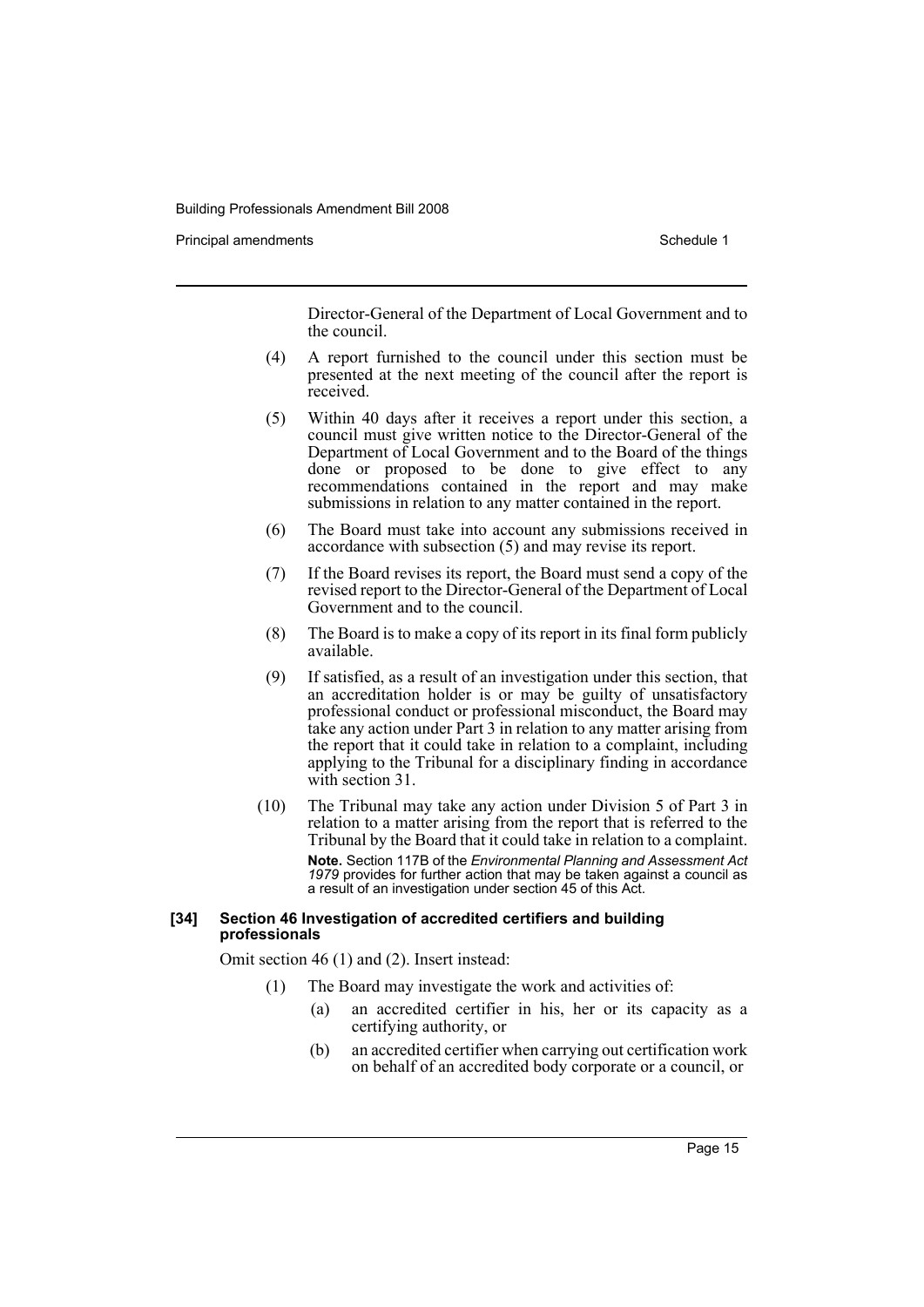Director-General of the Department of Local Government and to the council.

(4) A report furnished to the council under this section must be presented at the next meeting of the council after the report is received.

(5) Within 40 days after it receives a report under this section, a council must give written notice to the Director-General of the Department of Local Government and to the Board of the things done or proposed to be done to give effect to any recommendations contained in the report and may make submissions in relation to any matter contained in the report.

(6) The Board must take into account any submissions received in accordance with subsection (5) and may revise its report.

(7) If the Board revises its report, the Board must send a copy of the revised report to the Director-General of the Department of Local Government and to the council.

(8) The Board is to make a copy of its report in its final form publicly available.

(9) If satisfied, as a result of an investigation under this section, that an accreditation holder is or may be guilty of unsatisfactory professional conduct or professional misconduct, the Board may take any action under Part 3 in relation to any matter arising from the report that it could take in relation to a complaint, including applying to the Tribunal for a disciplinary finding in accordance with section 31.

(10) The Tribunal may take any action under Division 5 of Part 3 in relation to a matter arising from the report that is referred to the Tribunal by the Board that it could take in relation to a complaint.

**Note.** Section 117B of the *Environmental Planning and Assessment Act 1979* provides for further action that may be taken against a council as a result of an investigation under section 45 of this Act.

**[34] Section 46 Investigation of accredited certifiers and building professionals**

Omit section 46 (1) and (2). Insert instead:

(1) The Board may investigate the work and activities of:

(a) an accredited certifier in his, her or its capacity as a certifying authority, or

(b) an accredited certifier when carrying out certification work on behalf of an accredited body corporate or a council, or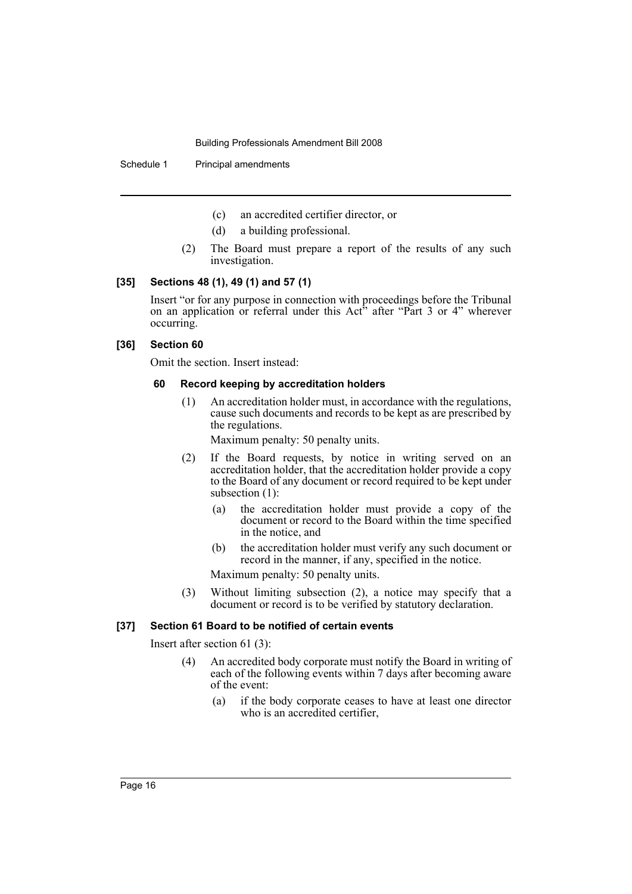(c) an accredited certifier director, or

(d) a building professional.

(2) The Board must prepare a report of the results of any such investigation.

**[35] Sections 48 (1), 49 (1) and 57 (1)**

Insert "or for any purpose in connection with proceedings before the Tribunal on an application or referral under this Act" after "Part 3 or 4" wherever occurring.

**[36] Section 60**

Omit the section. Insert instead:

**60 Record keeping by accreditation holders**

(1) An accreditation holder must, in accordance with the regulations, cause such documents and records to be kept as are prescribed by the regulations.

Maximum penalty: 50 penalty units.

(2) If the Board requests, by notice in writing served on an accreditation holder, that the accreditation holder provide a copy to the Board of any document or record required to be kept under subsection (1):

(a) the accreditation holder must provide a copy of the document or record to the Board within the time specified in the notice, and

(b) the accreditation holder must verify any such document or record in the manner, if any, specified in the notice.

Maximum penalty: 50 penalty units.

(3) Without limiting subsection (2), a notice may specify that a document or record is to be verified by statutory declaration.

**[37] Section 61 Board to be notified of certain events**

Insert after section 61 (3):

(4) An accredited body corporate must notify the Board in writing of each of the following events within 7 days after becoming aware of the event:

(a) if the body corporate ceases to have at least one director who is an accredited certifier,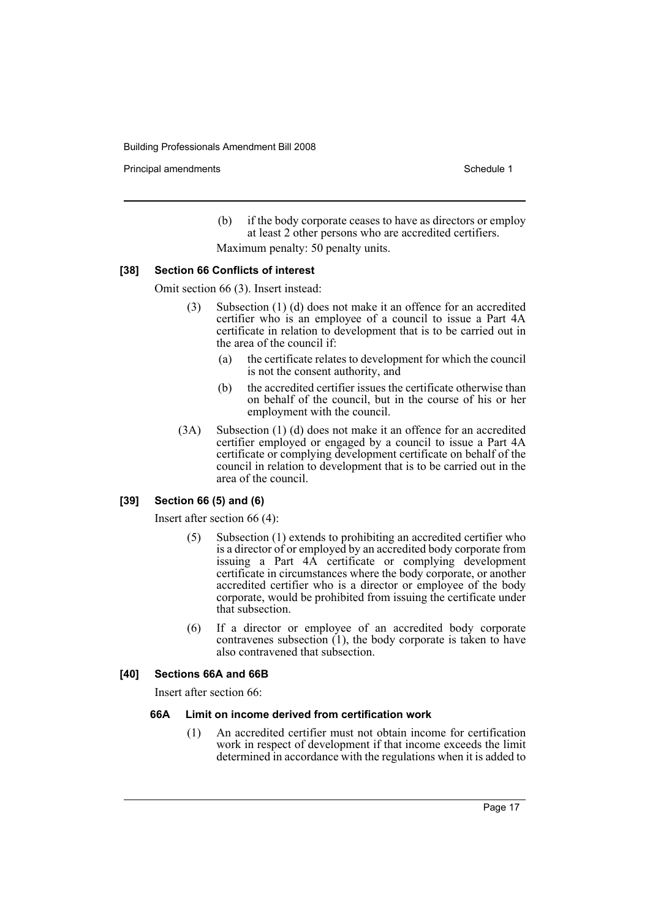(b) if the body corporate ceases to have as directors or employ at least 2 other persons who are accredited certifiers.

Maximum penalty: 50 penalty units.

**[38] Section 66 Conflicts of interest**

Omit section 66 (3). Insert instead:

(3) Subsection (1) (d) does not make it an offence for an accredited certifier who is an employee of a council to issue a Part 4A certificate in relation to development that is to be carried out in the area of the council if:

(a) the certificate relates to development for which the council is not the consent authority, and

(b) the accredited certifier issues the certificate otherwise than on behalf of the council, but in the course of his or her employment with the council.

(3A) Subsection (1) (d) does not make it an offence for an accredited certifier employed or engaged by a council to issue a Part 4A certificate or complying development certificate on behalf of the council in relation to development that is to be carried out in the area of the council.

**[39] Section 66 (5) and (6)**

Insert after section 66 (4):

(5) Subsection (1) extends to prohibiting an accredited certifier who is a director of or employed by an accredited body corporate from issuing a Part 4A certificate or complying development certificate in circumstances where the body corporate, or another accredited certifier who is a director or employee of the body corporate, would be prohibited from issuing the certificate under that subsection.

(6) If a director or employee of an accredited body corporate contravenes subsection (1), the body corporate is taken to have also contravened that subsection.

**[40] Sections 66A and 66B**

Insert after section 66:

**66A Limit on income derived from certification work**

(1) An accredited certifier must not obtain income for certification work in respect of development if that income exceeds the limit determined in accordance with the regulations when it is added to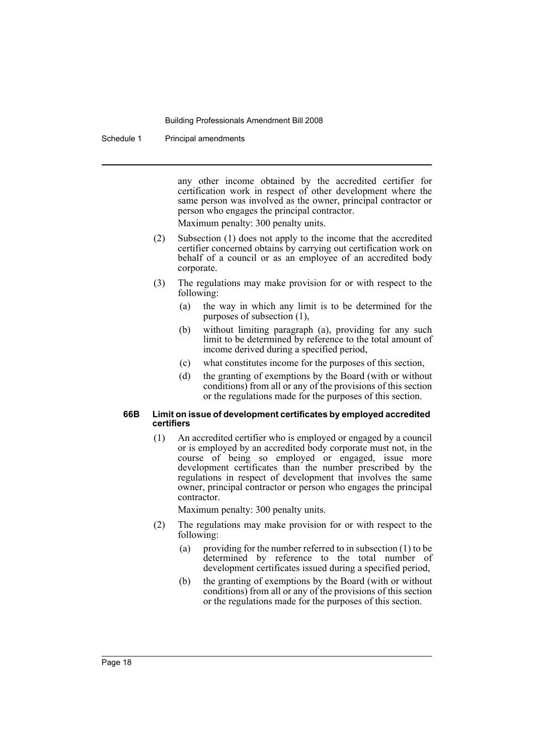any other income obtained by the accredited certifier for certification work in respect of other development where the same person was involved as the owner, principal contractor or person who engages the principal contractor.

Maximum penalty: 300 penalty units.

(2) Subsection (1) does not apply to the income that the accredited certifier concerned obtains by carrying out certification work on behalf of a council or as an employee of an accredited body corporate.

(3) The regulations may make provision for or with respect to the following:

(a) the way in which any limit is to be determined for the purposes of subsection (1),

(b) without limiting paragraph (a), providing for any such limit to be determined by reference to the total amount of income derived during a specified period,

(c) what constitutes income for the purposes of this section,

(d) the granting of exemptions by the Board (with or without conditions) from all or any of the provisions of this section or the regulations made for the purposes of this section.

#### 66B Limit on issue of development certificates by employed accredited certifiers

(1) An accredited certifier who is employed or engaged by a council or is employed by an accredited body corporate must not, in the course of being so employed or engaged, issue more development certificates than the number prescribed by the regulations in respect of development that involves the same owner, principal contractor or person who engages the principal contractor.

Maximum penalty: 300 penalty units.

(2) The regulations may make provision for or with respect to the following:

(a) providing for the number referred to in subsection (1) to be determined by reference to the total number of development certificates issued during a specified period,

(b) the granting of exemptions by the Board (with or without conditions) from all or any of the provisions of this section or the regulations made for the purposes of this section.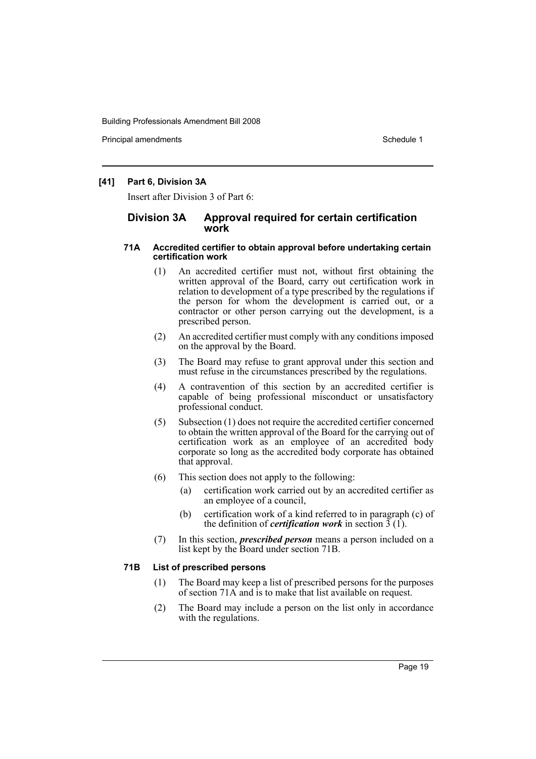#### [41] Part 6, Division 3A

Insert after Division 3 of Part 6:

### Division 3A Approval required for certain certification work

#### 71A Accredited certifier to obtain approval before undertaking certain certification work

(1) An accredited certifier must not, without first obtaining the written approval of the Board, carry out certification work in relation to development of a type prescribed by the regulations if the person for whom the development is carried out, or a contractor or other person carrying out the development, is a prescribed person.

(2) An accredited certifier must comply with any conditions imposed on the approval by the Board.

(3) The Board may refuse to grant approval under this section and must refuse in the circumstances prescribed by the regulations.

(4) A contravention of this section by an accredited certifier is capable of being professional misconduct or unsatisfactory professional conduct.

(5) Subsection (1) does not require the accredited certifier concerned to obtain the written approval of the Board for the carrying out of certification work as an employee of an accredited body corporate so long as the accredited body corporate has obtained that approval.

(6) This section does not apply to the following:

- (a) certification work carried out by an accredited certifier as an employee of a council,
- (b) certification work of a kind referred to in paragraph (c) of the definition of ***certification work*** in section 3 (1).

(7) In this section, ***prescribed person*** means a person included on a list kept by the Board under section 71B.

#### 71B List of prescribed persons

(1) The Board may keep a list of prescribed persons for the purposes of section 71A and is to make that list available on request.

(2) The Board may include a person on the list only in accordance with the regulations.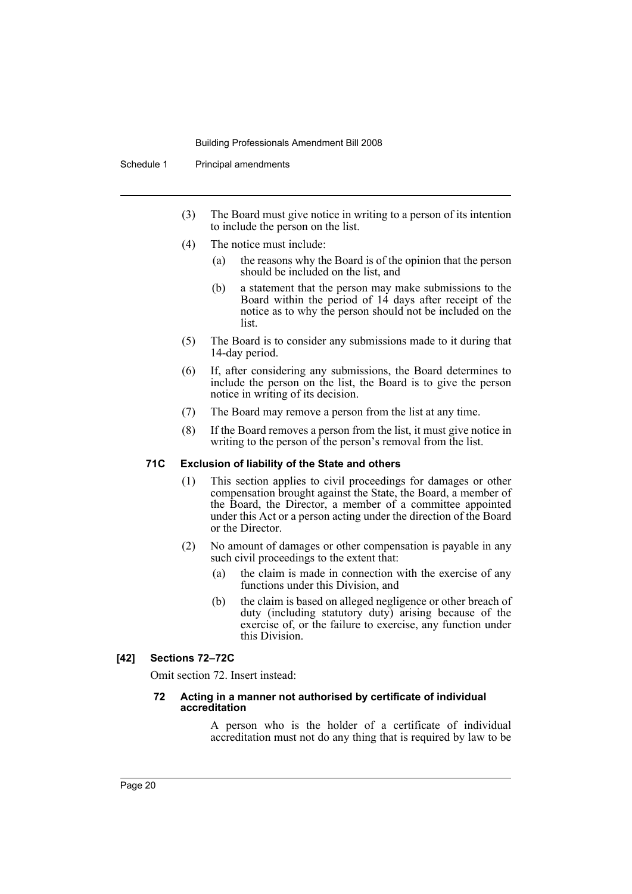(3) The Board must give notice in writing to a person of its intention to include the person on the list.

(4) The notice must include:

   (a) the reasons why the Board is of the opinion that the person should be included on the list, and

   (b) a statement that the person may make submissions to the Board within the period of 14 days after receipt of the notice as to why the person should not be included on the list.

(5) The Board is to consider any submissions made to it during that 14-day period.

(6) If, after considering any submissions, the Board determines to include the person on the list, the Board is to give the person notice in writing of its decision.

(7) The Board may remove a person from the list at any time.

(8) If the Board removes a person from the list, it must give notice in writing to the person of the person's removal from the list.

#### 71C Exclusion of liability of the State and others

(1) This section applies to civil proceedings for damages or other compensation brought against the State, the Board, a member of the Board, the Director, a member of a committee appointed under this Act or a person acting under the direction of the Board or the Director.

(2) No amount of damages or other compensation is payable in any such civil proceedings to the extent that:

   (a) the claim is made in connection with the exercise of any functions under this Division, and

   (b) the claim is based on alleged negligence or other breach of duty (including statutory duty) arising because of the exercise of, or the failure to exercise, any function under this Division.

### [42] Sections 72–72C

Omit section 72. Insert instead:

#### 72 Acting in a manner not authorised by certificate of individual accreditation

A person who is the holder of a certificate of individual accreditation must not do any thing that is required by law to be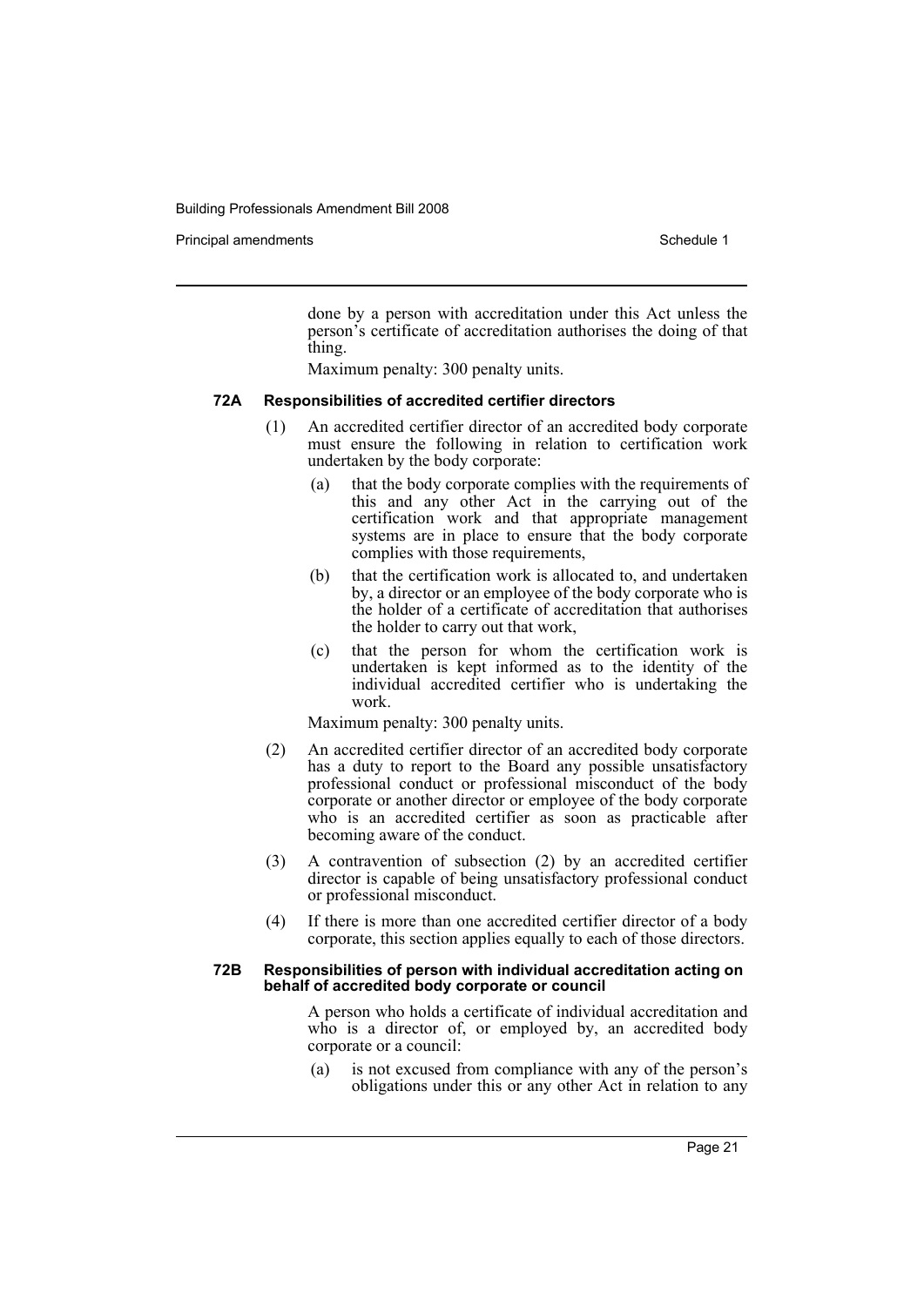done by a person with accreditation under this Act unless the person's certificate of accreditation authorises the doing of that thing.

Maximum penalty: 300 penalty units.

### 72A Responsibilities of accredited certifier directors

(1) An accredited certifier director of an accredited body corporate must ensure the following in relation to certification work undertaken by the body corporate:

- (a) that the body corporate complies with the requirements of this and any other Act in the carrying out of the certification work and that appropriate management systems are in place to ensure that the body corporate complies with those requirements,
- (b) that the certification work is allocated to, and undertaken by, a director or an employee of the body corporate who is the holder of a certificate of accreditation that authorises the holder to carry out that work,
- (c) that the person for whom the certification work is undertaken is kept informed as to the identity of the individual accredited certifier who is undertaking the work.

Maximum penalty: 300 penalty units.

(2) An accredited certifier director of an accredited body corporate has a duty to report to the Board any possible unsatisfactory professional conduct or professional misconduct of the body corporate or another director or employee of the body corporate who is an accredited certifier as soon as practicable after becoming aware of the conduct.

(3) A contravention of subsection (2) by an accredited certifier director is capable of being unsatisfactory professional conduct or professional misconduct.

(4) If there is more than one accredited certifier director of a body corporate, this section applies equally to each of those directors.

### 72B Responsibilities of person with individual accreditation acting on behalf of accredited body corporate or council

A person who holds a certificate of individual accreditation and who is a director of, or employed by, an accredited body corporate or a council:

- (a) is not excused from compliance with any of the person's obligations under this or any other Act in relation to any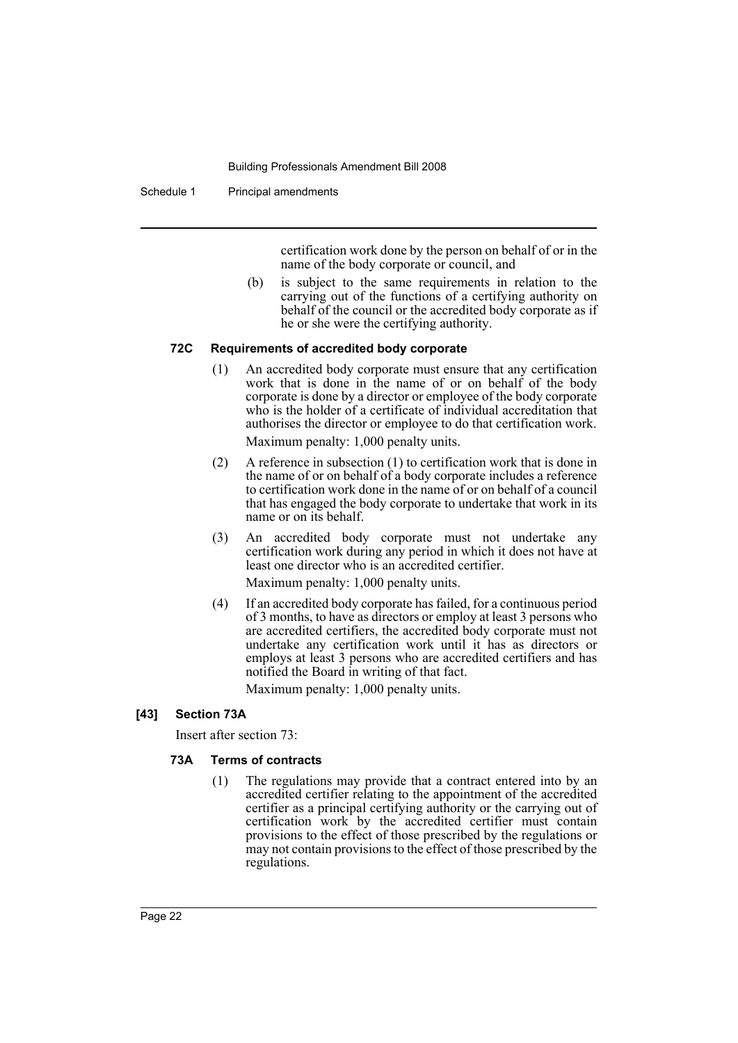certification work done by the person on behalf of or in the name of the body corporate or council, and

(b) is subject to the same requirements in relation to the carrying out of the functions of a certifying authority on behalf of the council or the accredited body corporate as if he or she were the certifying authority.

#### 72C Requirements of accredited body corporate

(1) An accredited body corporate must ensure that any certification work that is done in the name of or on behalf of the body corporate is done by a director or employee of the body corporate who is the holder of a certificate of individual accreditation that authorises the director or employee to do that certification work.

Maximum penalty: 1,000 penalty units.

(2) A reference in subsection (1) to certification work that is done in the name of or on behalf of a body corporate includes a reference to certification work done in the name of or on behalf of a council that has engaged the body corporate to undertake that work in its name or on its behalf.

(3) An accredited body corporate must not undertake any certification work during any period in which it does not have at least one director who is an accredited certifier.

Maximum penalty: 1,000 penalty units.

(4) If an accredited body corporate has failed, for a continuous period of 3 months, to have as directors or employ at least 3 persons who are accredited certifiers, the accredited body corporate must not undertake any certification work until it has as directors or employs at least 3 persons who are accredited certifiers and has notified the Board in writing of that fact.

Maximum penalty: 1,000 penalty units.

### [43] Section 73A

Insert after section 73:

#### 73A Terms of contracts

(1) The regulations may provide that a contract entered into by an accredited certifier relating to the appointment of the accredited certifier as a principal certifying authority or the carrying out of certification work by the accredited certifier must contain provisions to the effect of those prescribed by the regulations or may not contain provisions to the effect of those prescribed by the regulations.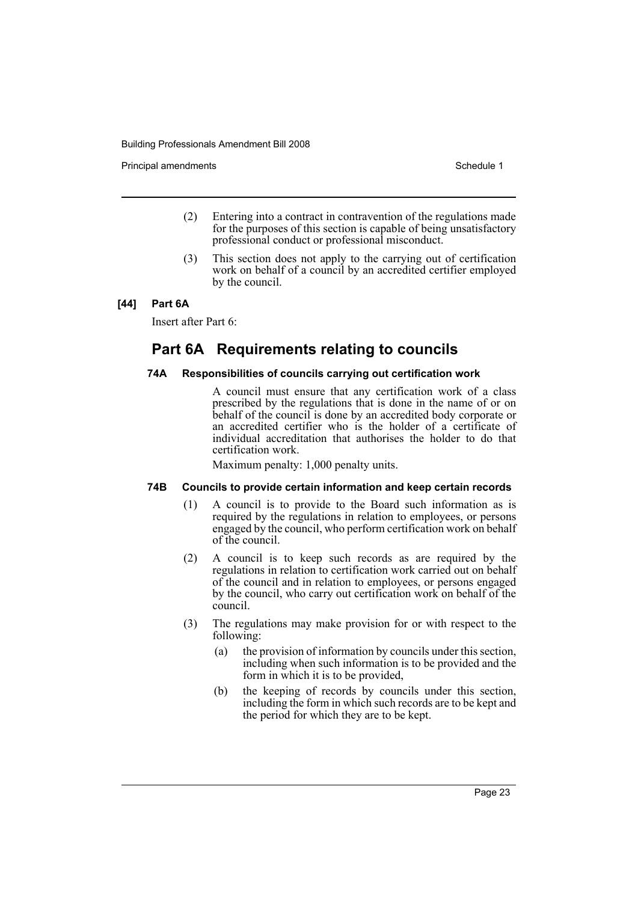(2) Entering into a contract in contravention of the regulations made for the purposes of this section is capable of being unsatisfactory professional conduct or professional misconduct.

(3) This section does not apply to the carrying out of certification work on behalf of a council by an accredited certifier employed by the council.

**[44] Part 6A**

Insert after Part 6:

## Part 6A Requirements relating to councils

### 74A Responsibilities of councils carrying out certification work

A council must ensure that any certification work of a class prescribed by the regulations that is done in the name of or on behalf of the council is done by an accredited body corporate or an accredited certifier who is the holder of a certificate of individual accreditation that authorises the holder to do that certification work.

Maximum penalty: 1,000 penalty units.

### 74B Councils to provide certain information and keep certain records

(1) A council is to provide to the Board such information as is required by the regulations in relation to employees, or persons engaged by the council, who perform certification work on behalf of the council.

(2) A council is to keep such records as are required by the regulations in relation to certification work carried out on behalf of the council and in relation to employees, or persons engaged by the council, who carry out certification work on behalf of the council.

(3) The regulations may make provision for or with respect to the following:

(a) the provision of information by councils under this section, including when such information is to be provided and the form in which it is to be provided,

(b) the keeping of records by councils under this section, including the form in which such records are to be kept and the period for which they are to be kept.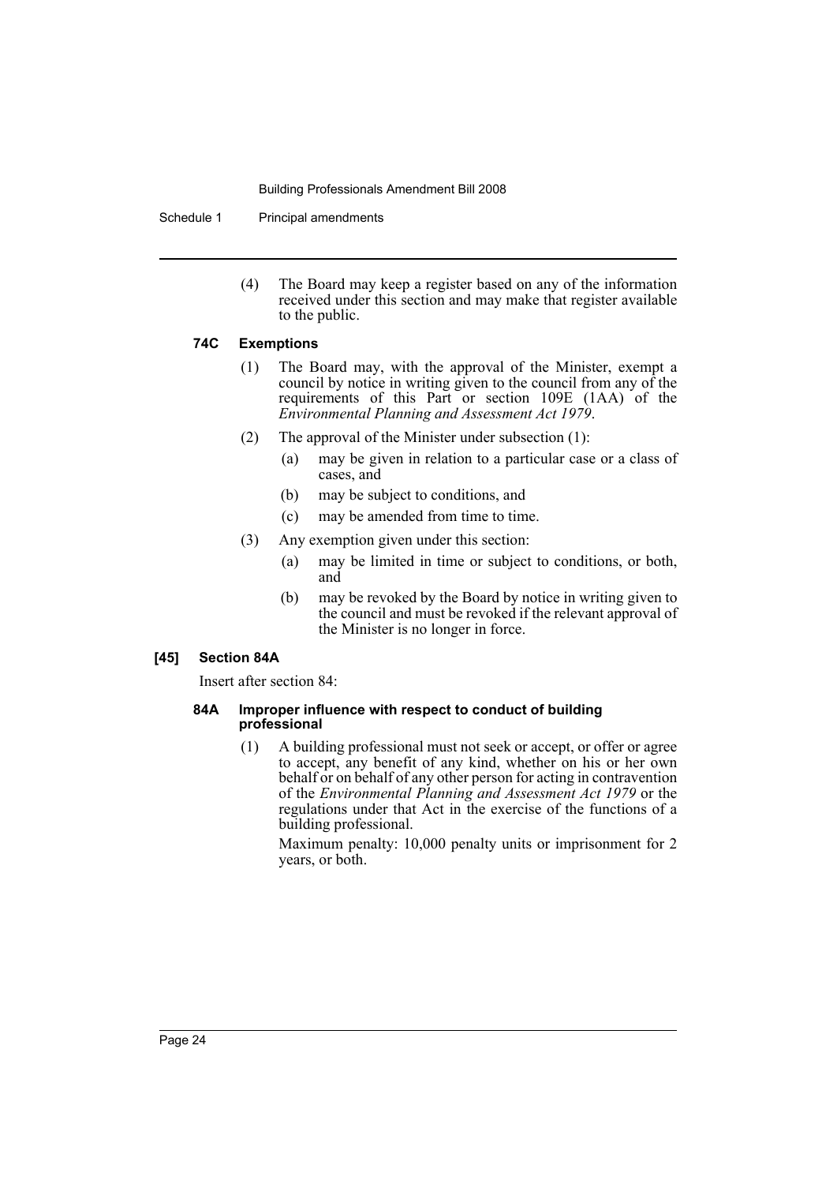(4) The Board may keep a register based on any of the information received under this section and may make that register available to the public.

#### 74C Exemptions

(1) The Board may, with the approval of the Minister, exempt a council by notice in writing given to the council from any of the requirements of this Part or section 109E (1AA) of the *Environmental Planning and Assessment Act 1979*.

(2) The approval of the Minister under subsection (1):

(a) may be given in relation to a particular case or a class of cases, and

(b) may be subject to conditions, and

(c) may be amended from time to time.

(3) Any exemption given under this section:

(a) may be limited in time or subject to conditions, or both, and

(b) may be revoked by the Board by notice in writing given to the council and must be revoked if the relevant approval of the Minister is no longer in force.

### [45] Section 84A

Insert after section 84:

#### 84A Improper influence with respect to conduct of building professional

(1) A building professional must not seek or accept, or offer or agree to accept, any benefit of any kind, whether on his or her own behalf or on behalf of any other person for acting in contravention of the *Environmental Planning and Assessment Act 1979* or the regulations under that Act in the exercise of the functions of a building professional.

Maximum penalty: 10,000 penalty units or imprisonment for 2 years, or both.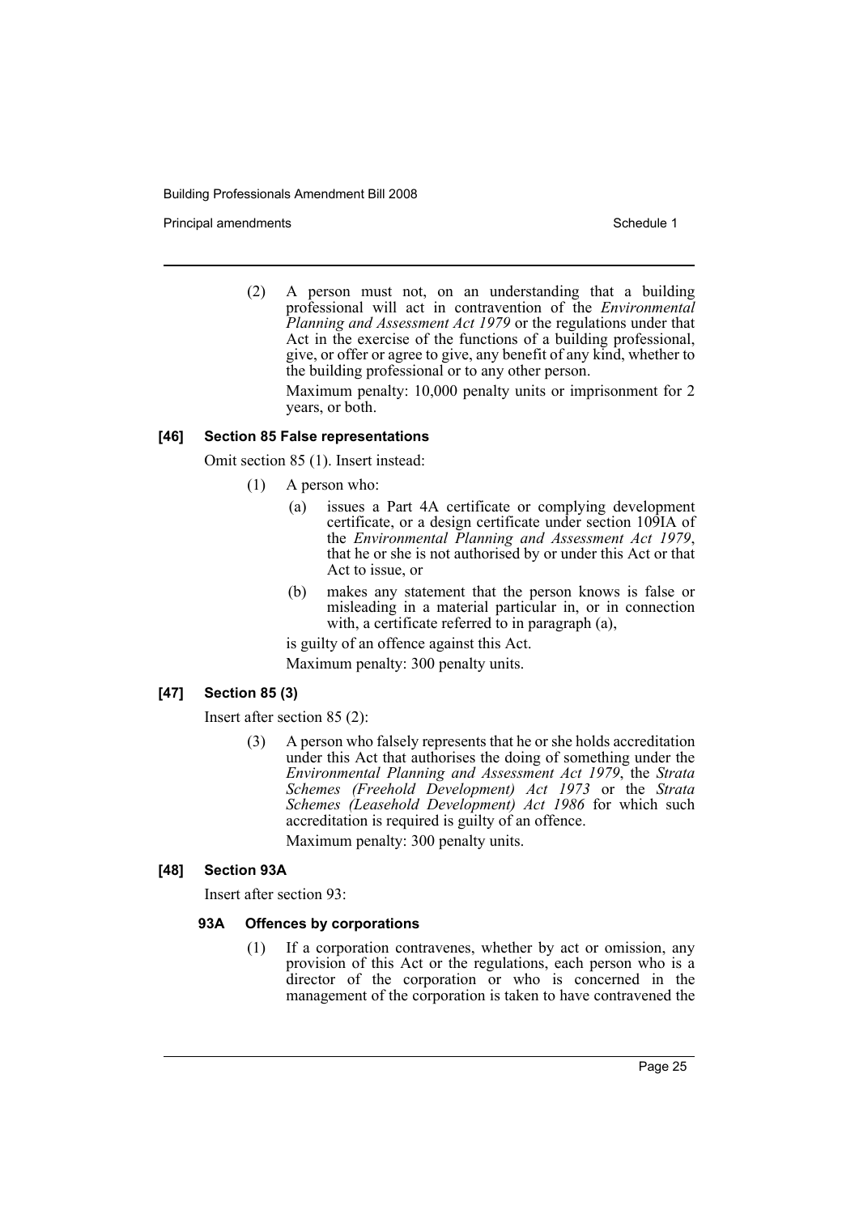(2) A person must not, on an understanding that a building professional will act in contravention of the *Environmental Planning and Assessment Act 1979* or the regulations under that Act in the exercise of the functions of a building professional, give, or offer or agree to give, any benefit of any kind, whether to the building professional or to any other person.

Maximum penalty: 10,000 penalty units or imprisonment for 2 years, or both.

#### [46] Section 85 False representations

Omit section 85 (1). Insert instead:

(1) A person who:

(a) issues a Part 4A certificate or complying development certificate, or a design certificate under section 109IA of the *Environmental Planning and Assessment Act 1979*, that he or she is not authorised by or under this Act or that Act to issue, or

(b) makes any statement that the person knows is false or misleading in a material particular in, or in connection with, a certificate referred to in paragraph (a),

is guilty of an offence against this Act.

Maximum penalty: 300 penalty units.

#### [47] Section 85 (3)

Insert after section 85 (2):

(3) A person who falsely represents that he or she holds accreditation under this Act that authorises the doing of something under the *Environmental Planning and Assessment Act 1979*, the *Strata Schemes (Freehold Development) Act 1973* or the *Strata Schemes (Leasehold Development) Act 1986* for which such accreditation is required is guilty of an offence.

Maximum penalty: 300 penalty units.

#### [48] Section 93A

Insert after section 93:

##### 93A Offences by corporations

(1) If a corporation contravenes, whether by act or omission, any provision of this Act or the regulations, each person who is a director of the corporation or who is concerned in the management of the corporation is taken to have contravened the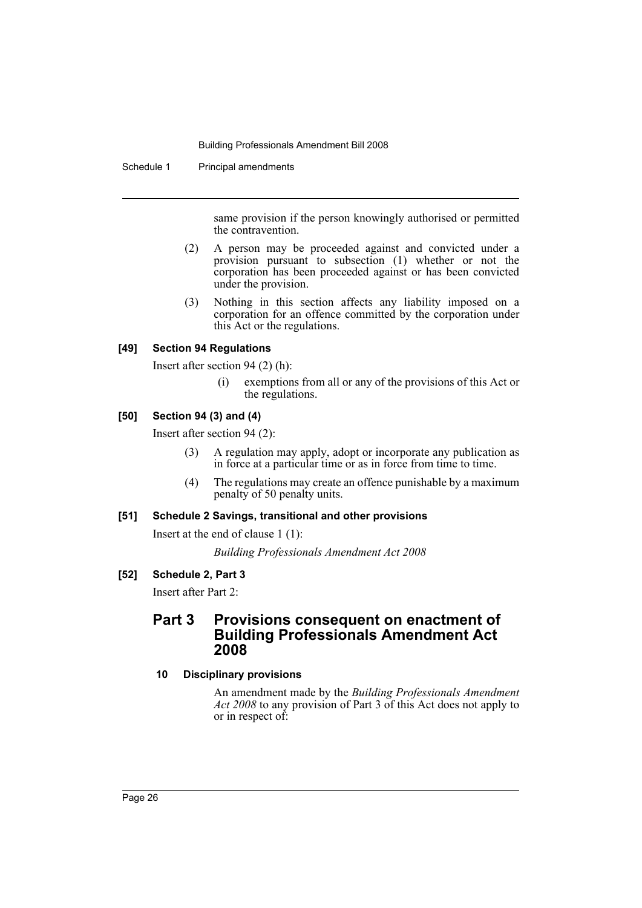same provision if the person knowingly authorised or permitted the contravention.

(2) A person may be proceeded against and convicted under a provision pursuant to subsection (1) whether or not the corporation has been proceeded against or has been convicted under the provision.

(3) Nothing in this section affects any liability imposed on a corporation for an offence committed by the corporation under this Act or the regulations.

**[49] Section 94 Regulations**

Insert after section 94 (2) (h):

(i) exemptions from all or any of the provisions of this Act or the regulations.

**[50] Section 94 (3) and (4)**

Insert after section 94 (2):

(3) A regulation may apply, adopt or incorporate any publication as in force at a particular time or as in force from time to time.

(4) The regulations may create an offence punishable by a maximum penalty of 50 penalty units.

**[51] Schedule 2 Savings, transitional and other provisions**

Insert at the end of clause 1 (1):

*Building Professionals Amendment Act 2008*

**[52] Schedule 2, Part 3**

Insert after Part 2:

## Part 3 Provisions consequent on enactment of Building Professionals Amendment Act 2008

**10 Disciplinary provisions**

An amendment made by the *Building Professionals Amendment Act 2008* to any provision of Part 3 of this Act does not apply to or in respect of: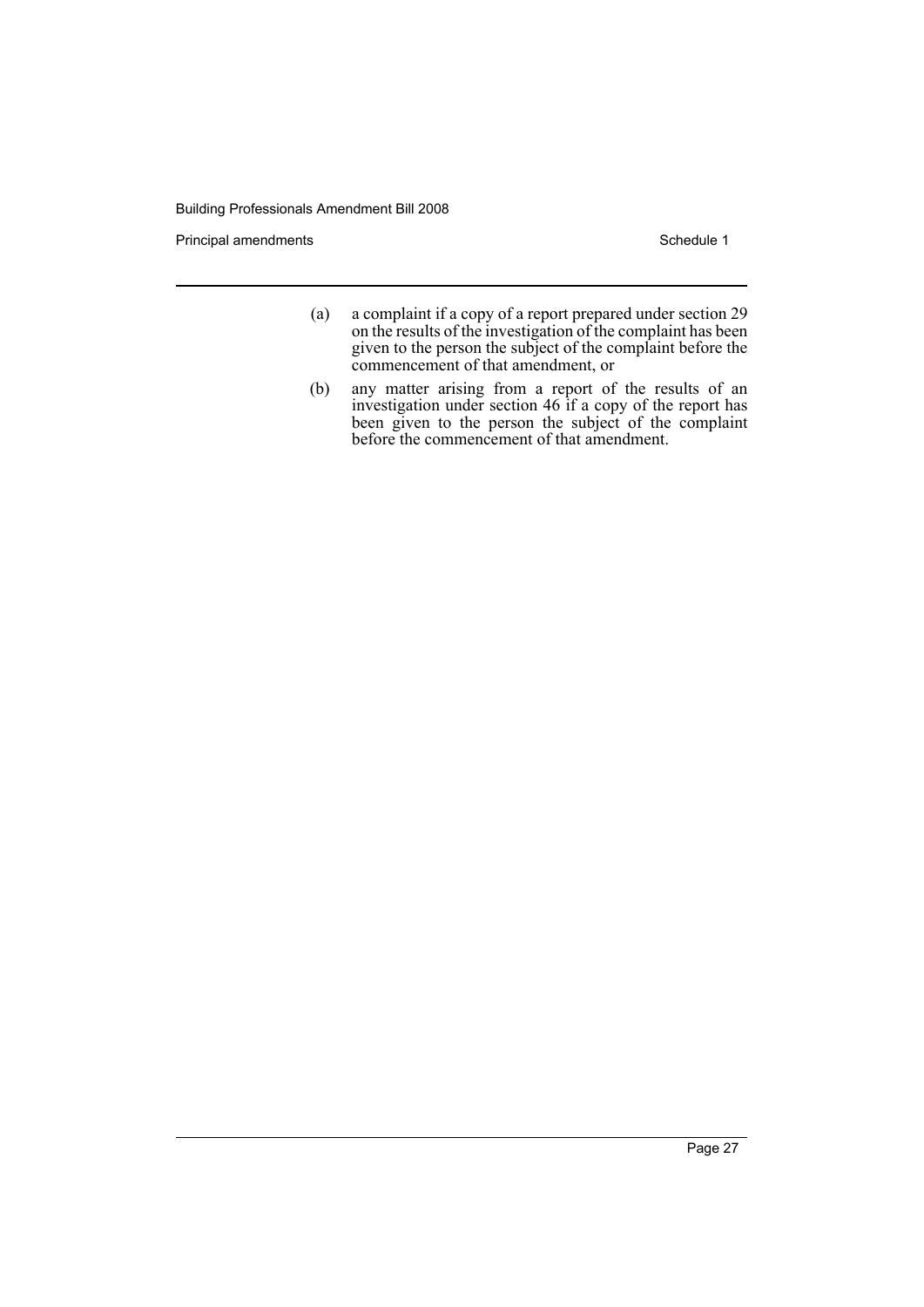(a) a complaint if a copy of a report prepared under section 29 on the results of the investigation of the complaint has been given to the person the subject of the complaint before the commencement of that amendment, or

(b) any matter arising from a report of the results of an investigation under section 46 if a copy of the report has been given to the person the subject of the complaint before the commencement of that amendment.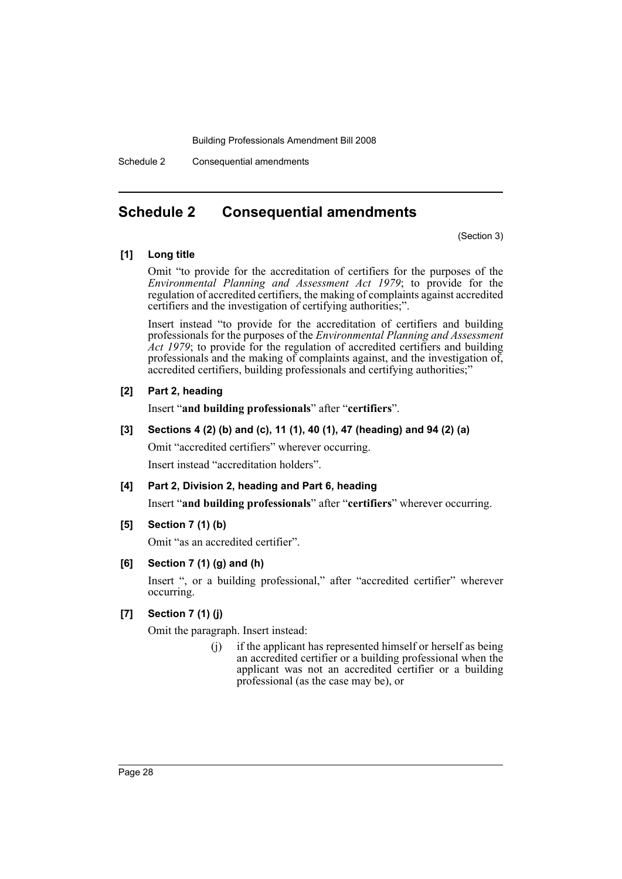# Schedule 2 Consequential amendments

(Section 3)

**[1] Long title**

Omit "to provide for the accreditation of certifiers for the purposes of the *Environmental Planning and Assessment Act 1979*; to provide for the regulation of accredited certifiers, the making of complaints against accredited certifiers and the investigation of certifying authorities;".

Insert instead "to provide for the accreditation of certifiers and building professionals for the purposes of the *Environmental Planning and Assessment Act 1979*; to provide for the regulation of accredited certifiers and building professionals and the making of complaints against, and the investigation of, accredited certifiers, building professionals and certifying authorities;"

**[2] Part 2, heading**

Insert "**and building professionals**" after "**certifiers**".

**[3] Sections 4 (2) (b) and (c), 11 (1), 40 (1), 47 (heading) and 94 (2) (a)**

Omit "accredited certifiers" wherever occurring.

Insert instead "accreditation holders".

**[4] Part 2, Division 2, heading and Part 6, heading**

Insert "**and building professionals**" after "**certifiers**" wherever occurring.

**[5] Section 7 (1) (b)**

Omit "as an accredited certifier".

**[6] Section 7 (1) (g) and (h)**

Insert ", or a building professional," after "accredited certifier" wherever occurring.

**[7] Section 7 (1) (j)**

Omit the paragraph. Insert instead:

> (j) if the applicant has represented himself or herself as being an accredited certifier or a building professional when the applicant was not an accredited certifier or a building professional (as the case may be), or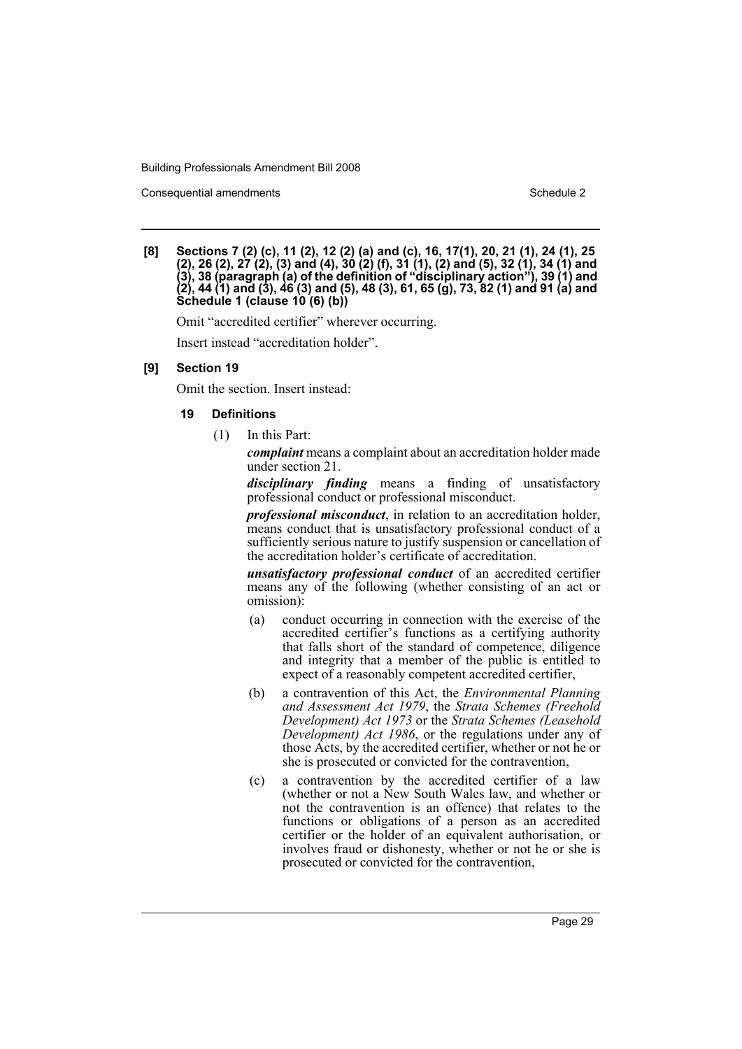**[8] Sections 7 (2) (c), 11 (2), 12 (2) (a) and (c), 16, 17(1), 20, 21 (1), 24 (1), 25 (2), 26 (2), 27 (2), (3) and (4), 30 (2) (f), 31 (1), (2) and (5), 32 (1), 34 (1) and (3), 38 (paragraph (a) of the definition of "disciplinary action"), 39 (1) and (2), 44 (1) and (3), 46 (3) and (5), 48 (3), 61, 65 (g), 73, 82 (1) and 91 (a) and Schedule 1 (clause 10 (6) (b))**

Omit "accredited certifier" wherever occurring.

Insert instead "accreditation holder".

**[9] Section 19**

Omit the section. Insert instead:

**19 Definitions**

(1) In this Part:

***complaint*** means a complaint about an accreditation holder made under section 21.

***disciplinary finding*** means a finding of unsatisfactory professional conduct or professional misconduct.

***professional misconduct***, in relation to an accreditation holder, means conduct that is unsatisfactory professional conduct of a sufficiently serious nature to justify suspension or cancellation of the accreditation holder's certificate of accreditation.

***unsatisfactory professional conduct*** of an accredited certifier means any of the following (whether consisting of an act or omission):

(a) conduct occurring in connection with the exercise of the accredited certifier's functions as a certifying authority that falls short of the standard of competence, diligence and integrity that a member of the public is entitled to expect of a reasonably competent accredited certifier,

(b) a contravention of this Act, the *Environmental Planning and Assessment Act 1979*, the *Strata Schemes (Freehold Development) Act 1973* or the *Strata Schemes (Leasehold Development) Act 1986*, or the regulations under any of those Acts, by the accredited certifier, whether or not he or she is prosecuted or convicted for the contravention,

(c) a contravention by the accredited certifier of a law (whether or not a New South Wales law, and whether or not the contravention is an offence) that relates to the functions or obligations of a person as an accredited certifier or the holder of an equivalent authorisation, or involves fraud or dishonesty, whether or not he or she is prosecuted or convicted for the contravention,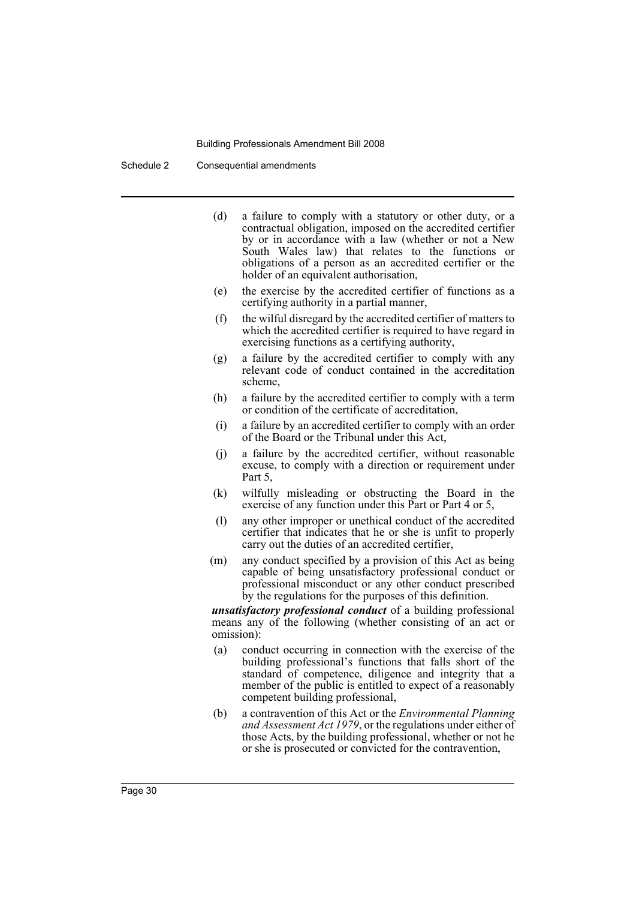(d) a failure to comply with a statutory or other duty, or a contractual obligation, imposed on the accredited certifier by or in accordance with a law (whether or not a New South Wales law) that relates to the functions or obligations of a person as an accredited certifier or the holder of an equivalent authorisation,

(e) the exercise by the accredited certifier of functions as a certifying authority in a partial manner,

(f) the wilful disregard by the accredited certifier of matters to which the accredited certifier is required to have regard in exercising functions as a certifying authority,

(g) a failure by the accredited certifier to comply with any relevant code of conduct contained in the accreditation scheme,

(h) a failure by the accredited certifier to comply with a term or condition of the certificate of accreditation,

(i) a failure by an accredited certifier to comply with an order of the Board or the Tribunal under this Act,

(j) a failure by the accredited certifier, without reasonable excuse, to comply with a direction or requirement under Part 5,

(k) wilfully misleading or obstructing the Board in the exercise of any function under this Part or Part 4 or 5,

(l) any other improper or unethical conduct of the accredited certifier that indicates that he or she is unfit to properly carry out the duties of an accredited certifier,

(m) any conduct specified by a provision of this Act as being capable of being unsatisfactory professional conduct or professional misconduct or any other conduct prescribed by the regulations for the purposes of this definition.

***unsatisfactory professional conduct*** of a building professional means any of the following (whether consisting of an act or omission):

(a) conduct occurring in connection with the exercise of the building professional's functions that falls short of the standard of competence, diligence and integrity that a member of the public is entitled to expect of a reasonably competent building professional,

(b) a contravention of this Act or the *Environmental Planning and Assessment Act 1979*, or the regulations under either of those Acts, by the building professional, whether or not he or she is prosecuted or convicted for the contravention,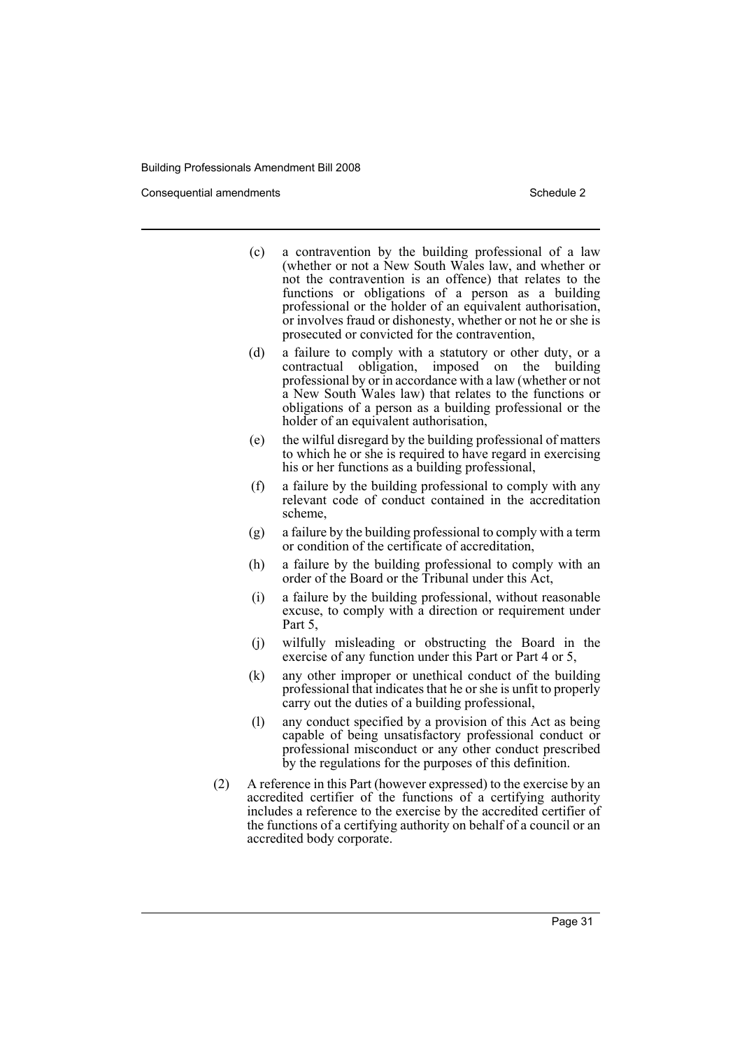(c) a contravention by the building professional of a law (whether or not a New South Wales law, and whether or not the contravention is an offence) that relates to the functions or obligations of a person as a building professional or the holder of an equivalent authorisation, or involves fraud or dishonesty, whether or not he or she is prosecuted or convicted for the contravention,

(d) a failure to comply with a statutory or other duty, or a contractual obligation, imposed on the building professional by or in accordance with a law (whether or not a New South Wales law) that relates to the functions or obligations of a person as a building professional or the holder of an equivalent authorisation,

(e) the wilful disregard by the building professional of matters to which he or she is required to have regard in exercising his or her functions as a building professional,

(f) a failure by the building professional to comply with any relevant code of conduct contained in the accreditation scheme,

(g) a failure by the building professional to comply with a term or condition of the certificate of accreditation,

(h) a failure by the building professional to comply with an order of the Board or the Tribunal under this Act,

(i) a failure by the building professional, without reasonable excuse, to comply with a direction or requirement under Part 5,

(j) wilfully misleading or obstructing the Board in the exercise of any function under this Part or Part 4 or 5,

(k) any other improper or unethical conduct of the building professional that indicates that he or she is unfit to properly carry out the duties of a building professional,

(l) any conduct specified by a provision of this Act as being capable of being unsatisfactory professional conduct or professional misconduct or any other conduct prescribed by the regulations for the purposes of this definition.

(2) A reference in this Part (however expressed) to the exercise by an accredited certifier of the functions of a certifying authority includes a reference to the exercise by the accredited certifier of the functions of a certifying authority on behalf of a council or an accredited body corporate.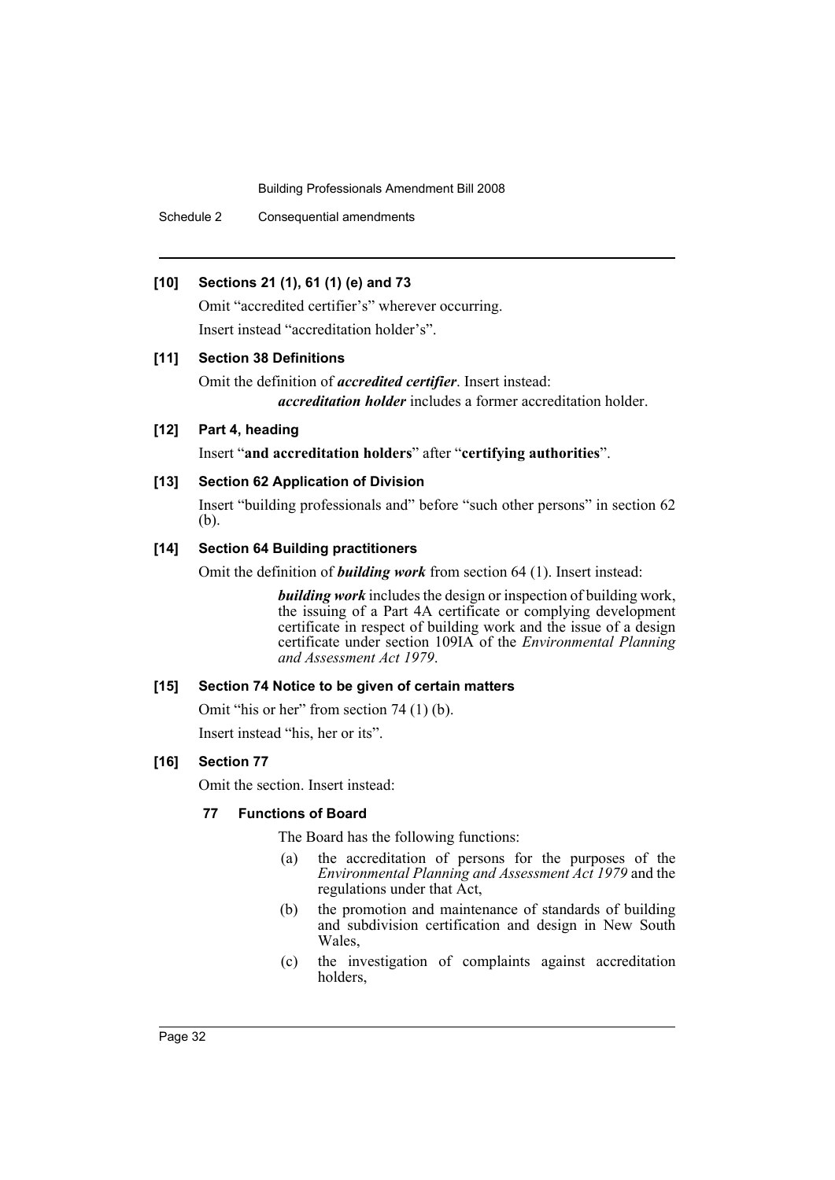**[10] Sections 21 (1), 61 (1) (e) and 73**

Omit "accredited certifier's" wherever occurring.

Insert instead "accreditation holder's".

**[11] Section 38 Definitions**

Omit the definition of ***accredited certifier***. Insert instead:

> ***accreditation holder*** includes a former accreditation holder.

**[12] Part 4, heading**

Insert "**and accreditation holders**" after "**certifying authorities**".

**[13] Section 62 Application of Division**

Insert "building professionals and" before "such other persons" in section 62 (b).

**[14] Section 64 Building practitioners**

Omit the definition of ***building work*** from section 64 (1). Insert instead:

> ***building work*** includes the design or inspection of building work, the issuing of a Part 4A certificate or complying development certificate in respect of building work and the issue of a design certificate under section 109IA of the *Environmental Planning and Assessment Act 1979*.

**[15] Section 74 Notice to be given of certain matters**

Omit "his or her" from section 74 (1) (b).

Insert instead "his, her or its".

**[16] Section 77**

Omit the section. Insert instead:

**77 Functions of Board**

The Board has the following functions:

(a) the accreditation of persons for the purposes of the *Environmental Planning and Assessment Act 1979* and the regulations under that Act,

(b) the promotion and maintenance of standards of building and subdivision certification and design in New South Wales,

(c) the investigation of complaints against accreditation holders,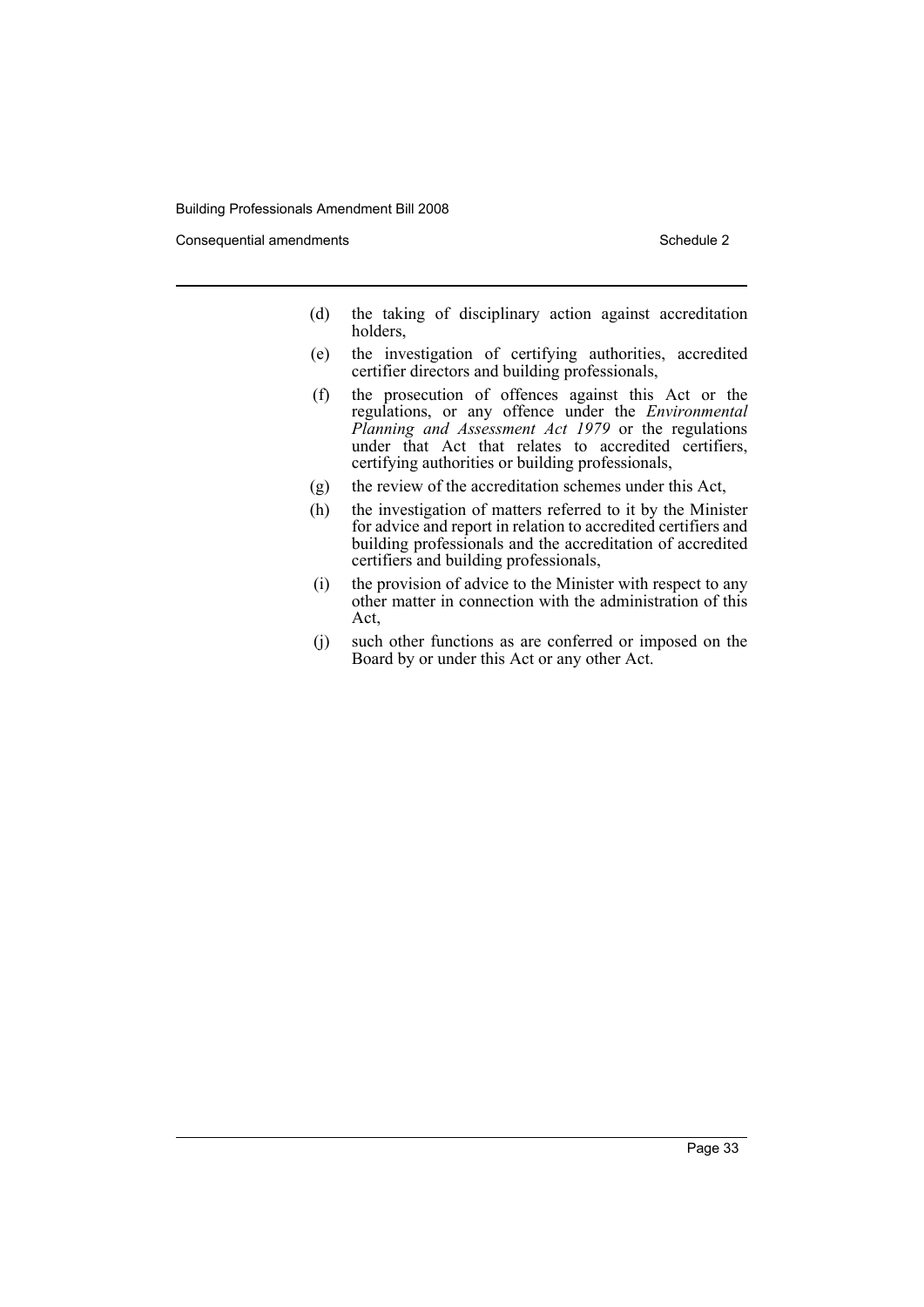(d) the taking of disciplinary action against accreditation holders,

(e) the investigation of certifying authorities, accredited certifier directors and building professionals,

(f) the prosecution of offences against this Act or the regulations, or any offence under the *Environmental Planning and Assessment Act 1979* or the regulations under that Act that relates to accredited certifiers, certifying authorities or building professionals,

(g) the review of the accreditation schemes under this Act,

(h) the investigation of matters referred to it by the Minister for advice and report in relation to accredited certifiers and building professionals and the accreditation of accredited certifiers and building professionals,

(i) the provision of advice to the Minister with respect to any other matter in connection with the administration of this Act,

(j) such other functions as are conferred or imposed on the Board by or under this Act or any other Act.